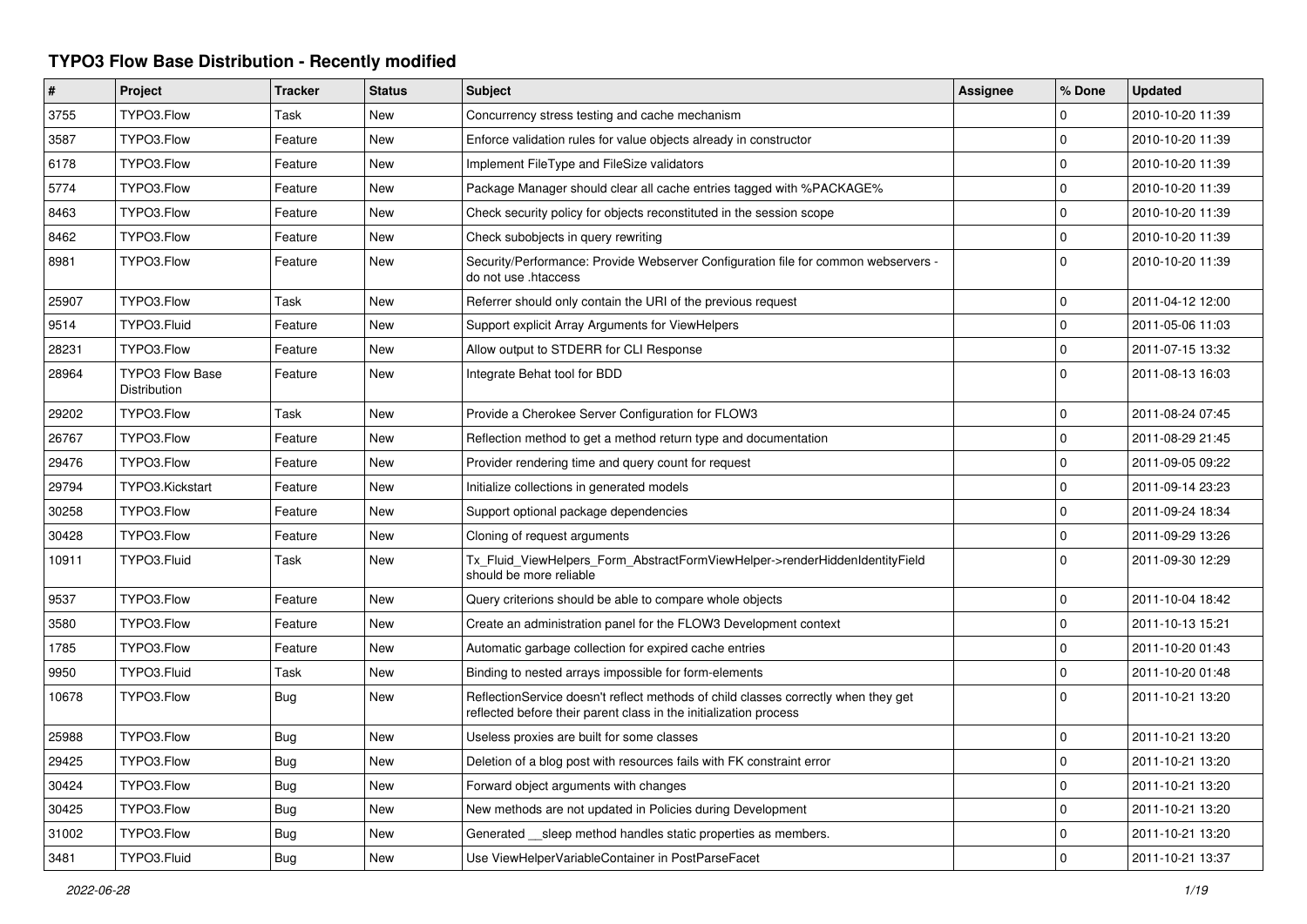# TYPO3 Flow Base Distribution - Recently modified

| # | Project | Tracker | Status | Subject | Assignee | % Done | Updated |
|---|---|---|---|---|---|---|---|
| 3755 | TYPO3.Flow | Task | New | Concurrency stress testing and cache mechanism | | 0 | 2010-10-20 11:39 |
| 3587 | TYPO3.Flow | Feature | New | Enforce validation rules for value objects already in constructor | | 0 | 2010-10-20 11:39 |
| 6178 | TYPO3.Flow | Feature | New | Implement FileType and FileSize validators | | 0 | 2010-10-20 11:39 |
| 5774 | TYPO3.Flow | Feature | New | Package Manager should clear all cache entries tagged with %PACKAGE% | | 0 | 2010-10-20 11:39 |
| 8463 | TYPO3.Flow | Feature | New | Check security policy for objects reconstituted in the session scope | | 0 | 2010-10-20 11:39 |
| 8462 | TYPO3.Flow | Feature | New | Check subobjects in query rewriting | | 0 | 2010-10-20 11:39 |
| 8981 | TYPO3.Flow | Feature | New | Security/Performance: Provide Webserver Configuration file for common webservers - do not use .htaccess | | 0 | 2010-10-20 11:39 |
| 25907 | TYPO3.Flow | Task | New | Referrer should only contain the URI of the previous request | | 0 | 2011-04-12 12:00 |
| 9514 | TYPO3.Fluid | Feature | New | Support explicit Array Arguments for ViewHelpers | | 0 | 2011-05-06 11:03 |
| 28231 | TYPO3.Flow | Feature | New | Allow output to STDERR for CLI Response | | 0 | 2011-07-15 13:32 |
| 28964 | TYPO3 Flow Base Distribution | Feature | New | Integrate Behat tool for BDD | | 0 | 2011-08-13 16:03 |
| 29202 | TYPO3.Flow | Task | New | Provide a Cherokee Server Configuration for FLOW3 | | 0 | 2011-08-24 07:45 |
| 26767 | TYPO3.Flow | Feature | New | Reflection method to get a method return type and documentation | | 0 | 2011-08-29 21:45 |
| 29476 | TYPO3.Flow | Feature | New | Provider rendering time and query count for request | | 0 | 2011-09-05 09:22 |
| 29794 | TYPO3.Kickstart | Feature | New | Initialize collections in generated models | | 0 | 2011-09-14 23:23 |
| 30258 | TYPO3.Flow | Feature | New | Support optional package dependencies | | 0 | 2011-09-24 18:34 |
| 30428 | TYPO3.Flow | Feature | New | Cloning of request arguments | | 0 | 2011-09-29 13:26 |
| 10911 | TYPO3.Fluid | Task | New | Tx_Fluid_ViewHelpers_Form_AbstractFormViewHelper->renderHiddenIdentityField should be more reliable | | 0 | 2011-09-30 12:29 |
| 9537 | TYPO3.Flow | Feature | New | Query criterions should be able to compare whole objects | | 0 | 2011-10-04 18:42 |
| 3580 | TYPO3.Flow | Feature | New | Create an administration panel for the FLOW3 Development context | | 0 | 2011-10-13 15:21 |
| 1785 | TYPO3.Flow | Feature | New | Automatic garbage collection for expired cache entries | | 0 | 2011-10-20 01:43 |
| 9950 | TYPO3.Fluid | Task | New | Binding to nested arrays impossible for form-elements | | 0 | 2011-10-20 01:48 |
| 10678 | TYPO3.Flow | Bug | New | ReflectionService doesn't reflect methods of child classes correctly when they get reflected before their parent class in the initialization process | | 0 | 2011-10-21 13:20 |
| 25988 | TYPO3.Flow | Bug | New | Useless proxies are built for some classes | | 0 | 2011-10-21 13:20 |
| 29425 | TYPO3.Flow | Bug | New | Deletion of a blog post with resources fails with FK constraint error | | 0 | 2011-10-21 13:20 |
| 30424 | TYPO3.Flow | Bug | New | Forward object arguments with changes | | 0 | 2011-10-21 13:20 |
| 30425 | TYPO3.Flow | Bug | New | New methods are not updated in Policies during Development | | 0 | 2011-10-21 13:20 |
| 31002 | TYPO3.Flow | Bug | New | Generated __sleep method handles static properties as members. | | 0 | 2011-10-21 13:20 |
| 3481 | TYPO3.Fluid | Bug | New | Use ViewHelperVariableContainer in PostParseFacet | | 0 | 2011-10-21 13:37 |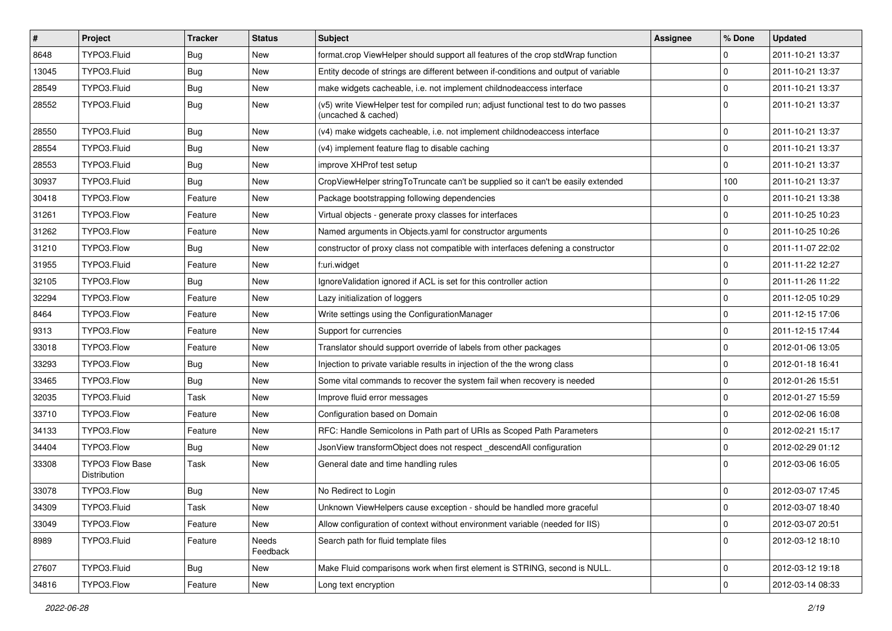| # | Project | Tracker | Status | Subject | Assignee | % Done | Updated |
|---|---|---|---|---|---|---|---|
| 8648 | TYPO3.Fluid | Bug | New | format.crop ViewHelper should support all features of the crop stdWrap function | | 0 | 2011-10-21 13:37 |
| 13045 | TYPO3.Fluid | Bug | New | Entity decode of strings are different between if-conditions and output of variable | | 0 | 2011-10-21 13:37 |
| 28549 | TYPO3.Fluid | Bug | New | make widgets cacheable, i.e. not implement childnodeaccess interface | | 0 | 2011-10-21 13:37 |
| 28552 | TYPO3.Fluid | Bug | New | (v5) write ViewHelper test for compiled run; adjust functional test to do two passes (uncached & cached) | | 0 | 2011-10-21 13:37 |
| 28550 | TYPO3.Fluid | Bug | New | (v4) make widgets cacheable, i.e. not implement childnodeaccess interface | | 0 | 2011-10-21 13:37 |
| 28554 | TYPO3.Fluid | Bug | New | (v4) implement feature flag to disable caching | | 0 | 2011-10-21 13:37 |
| 28553 | TYPO3.Fluid | Bug | New | improve XHProf test setup | | 0 | 2011-10-21 13:37 |
| 30937 | TYPO3.Fluid | Bug | New | CropViewHelper stringToTruncate can't be supplied so it can't be easily extended | | 100 | 2011-10-21 13:37 |
| 30418 | TYPO3.Flow | Feature | New | Package bootstrapping following dependencies | | 0 | 2011-10-21 13:38 |
| 31261 | TYPO3.Flow | Feature | New | Virtual objects - generate proxy classes for interfaces | | 0 | 2011-10-25 10:23 |
| 31262 | TYPO3.Flow | Feature | New | Named arguments in Objects.yaml for constructor arguments | | 0 | 2011-10-25 10:26 |
| 31210 | TYPO3.Flow | Bug | New | constructor of proxy class not compatible with interfaces defening a constructor | | 0 | 2011-11-07 22:02 |
| 31955 | TYPO3.Fluid | Feature | New | f:uri.widget | | 0 | 2011-11-22 12:27 |
| 32105 | TYPO3.Flow | Bug | New | IgnoreValidation ignored if ACL is set for this controller action | | 0 | 2011-11-26 11:22 |
| 32294 | TYPO3.Flow | Feature | New | Lazy initialization of loggers | | 0 | 2011-12-05 10:29 |
| 8464 | TYPO3.Flow | Feature | New | Write settings using the ConfigurationManager | | 0 | 2011-12-15 17:06 |
| 9313 | TYPO3.Flow | Feature | New | Support for currencies | | 0 | 2011-12-15 17:44 |
| 33018 | TYPO3.Flow | Feature | New | Translator should support override of labels from other packages | | 0 | 2012-01-06 13:05 |
| 33293 | TYPO3.Flow | Bug | New | Injection to private variable results in injection of the the wrong class | | 0 | 2012-01-18 16:41 |
| 33465 | TYPO3.Flow | Bug | New | Some vital commands to recover the system fail when recovery is needed | | 0 | 2012-01-26 15:51 |
| 32035 | TYPO3.Fluid | Task | New | Improve fluid error messages | | 0 | 2012-01-27 15:59 |
| 33710 | TYPO3.Flow | Feature | New | Configuration based on Domain | | 0 | 2012-02-06 16:08 |
| 34133 | TYPO3.Flow | Feature | New | RFC: Handle Semicolons in Path part of URIs as Scoped Path Parameters | | 0 | 2012-02-21 15:17 |
| 34404 | TYPO3.Flow | Bug | New | JsonView transformObject does not respect _descendAll configuration | | 0 | 2012-02-29 01:12 |
| 33308 | TYPO3 Flow Base Distribution | Task | New | General date and time handling rules | | 0 | 2012-03-06 16:05 |
| 33078 | TYPO3.Flow | Bug | New | No Redirect to Login | | 0 | 2012-03-07 17:45 |
| 34309 | TYPO3.Fluid | Task | New | Unknown ViewHelpers cause exception - should be handled more graceful | | 0 | 2012-03-07 18:40 |
| 33049 | TYPO3.Flow | Feature | New | Allow configuration of context without environment variable (needed for IIS) | | 0 | 2012-03-07 20:51 |
| 8989 | TYPO3.Fluid | Feature | Needs Feedback | Search path for fluid template files | | 0 | 2012-03-12 18:10 |
| 27607 | TYPO3.Fluid | Bug | New | Make Fluid comparisons work when first element is STRING, second is NULL. | | 0 | 2012-03-12 19:18 |
| 34816 | TYPO3.Flow | Feature | New | Long text encryption | | 0 | 2012-03-14 08:33 |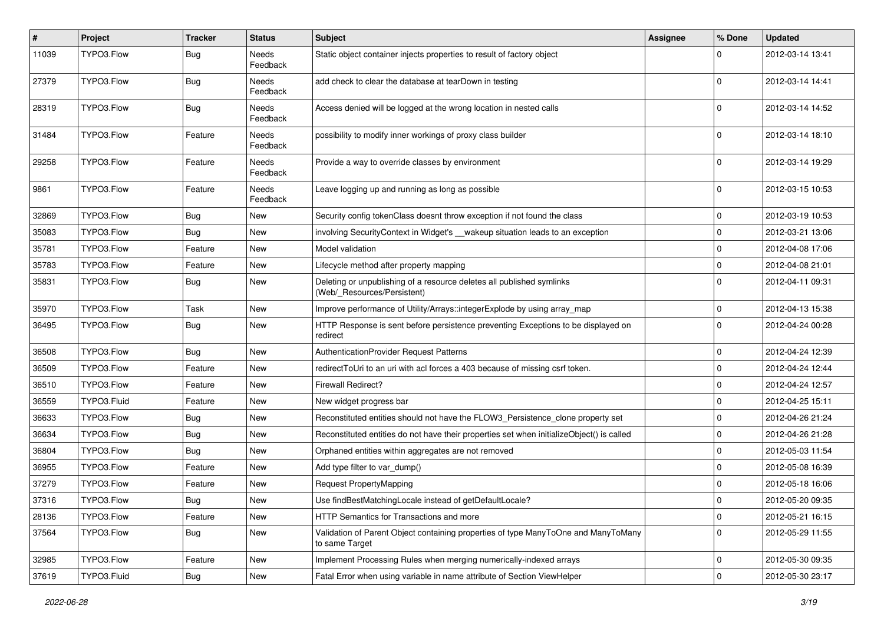| # | Project | Tracker | Status | Subject | Assignee | % Done | Updated |
|---|---|---|---|---|---|---|---|
| 11039 | TYPO3.Flow | Bug | Needs Feedback | Static object container injects properties to result of factory object | | 0 | 2012-03-14 13:41 |
| 27379 | TYPO3.Flow | Bug | Needs Feedback | add check to clear the database at tearDown in testing | | 0 | 2012-03-14 14:41 |
| 28319 | TYPO3.Flow | Bug | Needs Feedback | Access denied will be logged at the wrong location in nested calls | | 0 | 2012-03-14 14:52 |
| 31484 | TYPO3.Flow | Feature | Needs Feedback | possibility to modify inner workings of proxy class builder | | 0 | 2012-03-14 18:10 |
| 29258 | TYPO3.Flow | Feature | Needs Feedback | Provide a way to override classes by environment | | 0 | 2012-03-14 19:29 |
| 9861 | TYPO3.Flow | Feature | Needs Feedback | Leave logging up and running as long as possible | | 0 | 2012-03-15 10:53 |
| 32869 | TYPO3.Flow | Bug | New | Security config tokenClass doesnt throw exception if not found the class | | 0 | 2012-03-19 10:53 |
| 35083 | TYPO3.Flow | Bug | New | involving SecurityContext in Widget's __wakeup situation leads to an exception | | 0 | 2012-03-21 13:06 |
| 35781 | TYPO3.Flow | Feature | New | Model validation | | 0 | 2012-04-08 17:06 |
| 35783 | TYPO3.Flow | Feature | New | Lifecycle method after property mapping | | 0 | 2012-04-08 21:01 |
| 35831 | TYPO3.Flow | Bug | New | Deleting or unpublishing of a resource deletes all published symlinks (Web/_Resources/Persistent) | | 0 | 2012-04-11 09:31 |
| 35970 | TYPO3.Flow | Task | New | Improve performance of Utility/Arrays::integerExplode by using array_map | | 0 | 2012-04-13 15:38 |
| 36495 | TYPO3.Flow | Bug | New | HTTP Response is sent before persistence preventing Exceptions to be displayed on redirect | | 0 | 2012-04-24 00:28 |
| 36508 | TYPO3.Flow | Bug | New | AuthenticationProvider Request Patterns | | 0 | 2012-04-24 12:39 |
| 36509 | TYPO3.Flow | Feature | New | redirectToUri to an uri with acl forces a 403 because of missing csrf token. | | 0 | 2012-04-24 12:44 |
| 36510 | TYPO3.Flow | Feature | New | Firewall Redirect? | | 0 | 2012-04-24 12:57 |
| 36559 | TYPO3.Fluid | Feature | New | New widget progress bar | | 0 | 2012-04-25 15:11 |
| 36633 | TYPO3.Flow | Bug | New | Reconstituted entities should not have the FLOW3_Persistence_clone property set | | 0 | 2012-04-26 21:24 |
| 36634 | TYPO3.Flow | Bug | New | Reconstituted entities do not have their properties set when initializeObject() is called | | 0 | 2012-04-26 21:28 |
| 36804 | TYPO3.Flow | Bug | New | Orphaned entities within aggregates are not removed | | 0 | 2012-05-03 11:54 |
| 36955 | TYPO3.Flow | Feature | New | Add type filter to var_dump() | | 0 | 2012-05-08 16:39 |
| 37279 | TYPO3.Flow | Feature | New | Request PropertyMapping | | 0 | 2012-05-18 16:06 |
| 37316 | TYPO3.Flow | Bug | New | Use findBestMatchingLocale instead of getDefaultLocale? | | 0 | 2012-05-20 09:35 |
| 28136 | TYPO3.Flow | Feature | New | HTTP Semantics for Transactions and more | | 0 | 2012-05-21 16:15 |
| 37564 | TYPO3.Flow | Bug | New | Validation of Parent Object containing properties of type ManyToOne and ManyToMany to same Target | | 0 | 2012-05-29 11:55 |
| 32985 | TYPO3.Flow | Feature | New | Implement Processing Rules when merging numerically-indexed arrays | | 0 | 2012-05-30 09:35 |
| 37619 | TYPO3.Fluid | Bug | New | Fatal Error when using variable in name attribute of Section ViewHelper | | 0 | 2012-05-30 23:17 |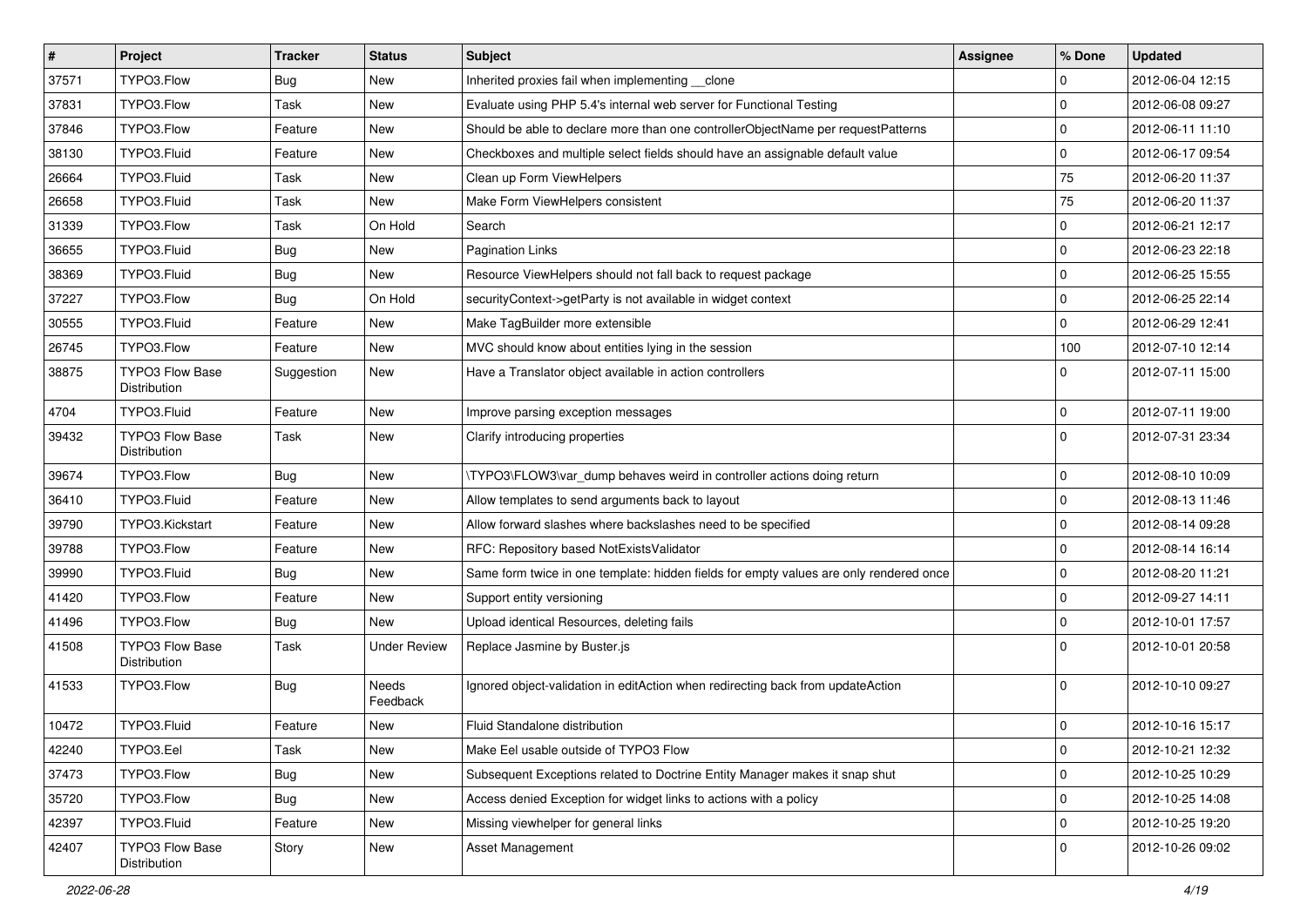| # | Project | Tracker | Status | Subject | Assignee | % Done | Updated |
|---|---|---|---|---|---|---|---|
| 37571 | TYPO3.Flow | Bug | New | Inherited proxies fail when implementing __clone | | 0 | 2012-06-04 12:15 |
| 37831 | TYPO3.Flow | Task | New | Evaluate using PHP 5.4's internal web server for Functional Testing | | 0 | 2012-06-08 09:27 |
| 37846 | TYPO3.Flow | Feature | New | Should be able to declare more than one controllerObjectName per requestPatterns | | 0 | 2012-06-11 11:10 |
| 38130 | TYPO3.Fluid | Feature | New | Checkboxes and multiple select fields should have an assignable default value | | 0 | 2012-06-17 09:54 |
| 26664 | TYPO3.Fluid | Task | New | Clean up Form ViewHelpers | | 75 | 2012-06-20 11:37 |
| 26658 | TYPO3.Fluid | Task | New | Make Form ViewHelpers consistent | | 75 | 2012-06-20 11:37 |
| 31339 | TYPO3.Flow | Task | On Hold | Search | | 0 | 2012-06-21 12:17 |
| 36655 | TYPO3.Fluid | Bug | New | Pagination Links | | 0 | 2012-06-23 22:18 |
| 38369 | TYPO3.Fluid | Bug | New | Resource ViewHelpers should not fall back to request package | | 0 | 2012-06-25 15:55 |
| 37227 | TYPO3.Flow | Bug | On Hold | securityContext->getParty is not available in widget context | | 0 | 2012-06-25 22:14 |
| 30555 | TYPO3.Fluid | Feature | New | Make TagBuilder more extensible | | 0 | 2012-06-29 12:41 |
| 26745 | TYPO3.Flow | Feature | New | MVC should know about entities lying in the session | | 100 | 2012-07-10 12:14 |
| 38875 | TYPO3 Flow Base Distribution | Suggestion | New | Have a Translator object available in action controllers | | 0 | 2012-07-11 15:00 |
| 4704 | TYPO3.Fluid | Feature | New | Improve parsing exception messages | | 0 | 2012-07-11 19:00 |
| 39432 | TYPO3 Flow Base Distribution | Task | New | Clarify introducing properties | | 0 | 2012-07-31 23:34 |
| 39674 | TYPO3.Flow | Bug | New | \TYPO3\FLOW3\var_dump behaves weird in controller actions doing return | | 0 | 2012-08-10 10:09 |
| 36410 | TYPO3.Fluid | Feature | New | Allow templates to send arguments back to layout | | 0 | 2012-08-13 11:46 |
| 39790 | TYPO3.Kickstart | Feature | New | Allow forward slashes where backslashes need to be specified | | 0 | 2012-08-14 09:28 |
| 39788 | TYPO3.Flow | Feature | New | RFC: Repository based NotExistsValidator | | 0 | 2012-08-14 16:14 |
| 39990 | TYPO3.Fluid | Bug | New | Same form twice in one template: hidden fields for empty values are only rendered once | | 0 | 2012-08-20 11:21 |
| 41420 | TYPO3.Flow | Feature | New | Support entity versioning | | 0 | 2012-09-27 14:11 |
| 41496 | TYPO3.Flow | Bug | New | Upload identical Resources, deleting fails | | 0 | 2012-10-01 17:57 |
| 41508 | TYPO3 Flow Base Distribution | Task | Under Review | Replace Jasmine by Buster.js | | 0 | 2012-10-01 20:58 |
| 41533 | TYPO3.Flow | Bug | Needs Feedback | Ignored object-validation in editAction when redirecting back from updateAction | | 0 | 2012-10-10 09:27 |
| 10472 | TYPO3.Fluid | Feature | New | Fluid Standalone distribution | | 0 | 2012-10-16 15:17 |
| 42240 | TYPO3.Eel | Task | New | Make Eel usable outside of TYPO3 Flow | | 0 | 2012-10-21 12:32 |
| 37473 | TYPO3.Flow | Bug | New | Subsequent Exceptions related to Doctrine Entity Manager makes it snap shut | | 0 | 2012-10-25 10:29 |
| 35720 | TYPO3.Flow | Bug | New | Access denied Exception for widget links to actions with a policy | | 0 | 2012-10-25 14:08 |
| 42397 | TYPO3.Fluid | Feature | New | Missing viewhelper for general links | | 0 | 2012-10-25 19:20 |
| 42407 | TYPO3 Flow Base Distribution | Story | New | Asset Management | | 0 | 2012-10-26 09:02 |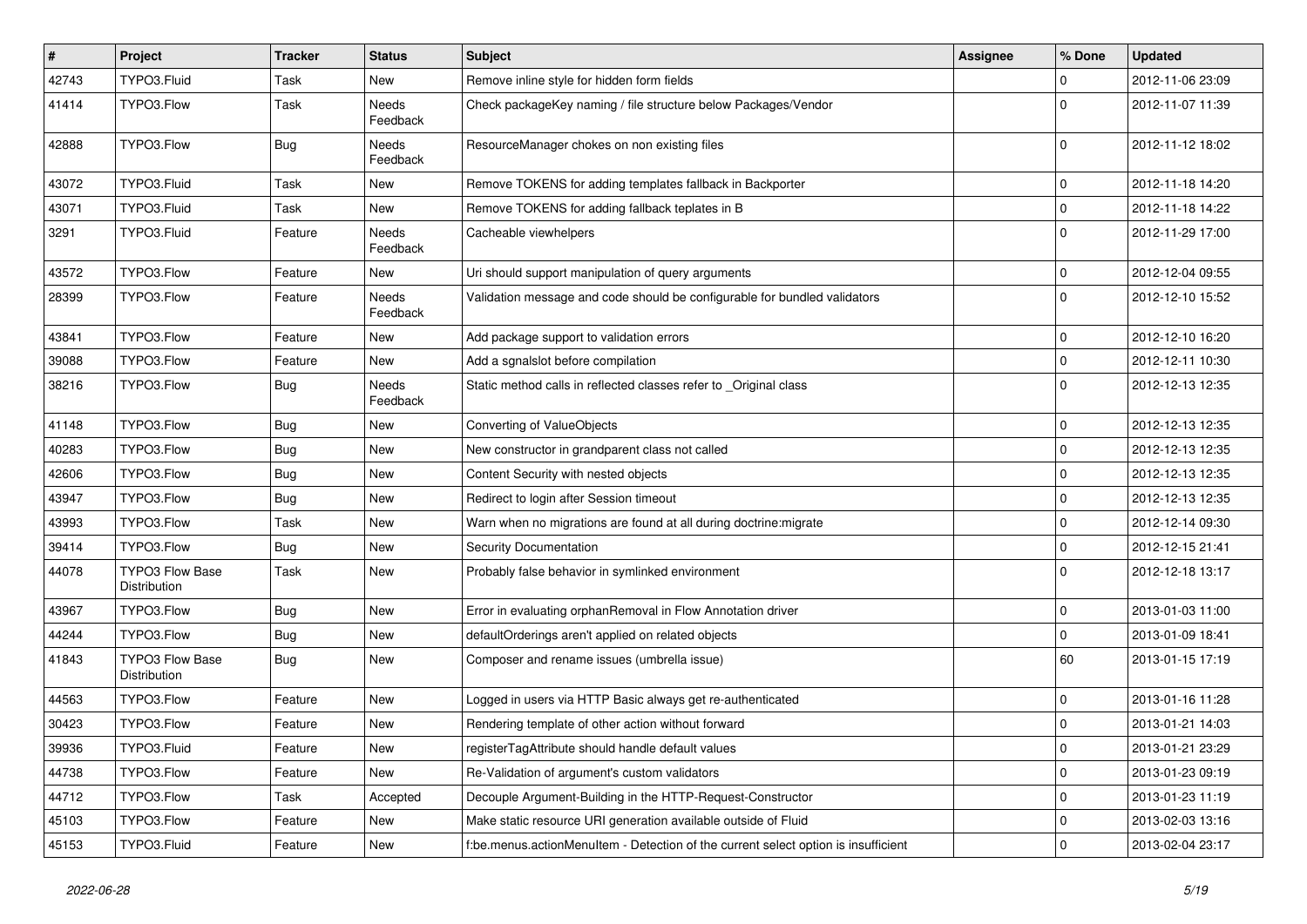| # | Project | Tracker | Status | Subject | Assignee | % Done | Updated |
|---|---|---|---|---|---|---|---|
| 42743 | TYPO3.Fluid | Task | New | Remove inline style for hidden form fields | | 0 | 2012-11-06 23:09 |
| 41414 | TYPO3.Flow | Task | Needs Feedback | Check packageKey naming / file structure below Packages/Vendor | | 0 | 2012-11-07 11:39 |
| 42888 | TYPO3.Flow | Bug | Needs Feedback | ResourceManager chokes on non existing files | | 0 | 2012-11-12 18:02 |
| 43072 | TYPO3.Fluid | Task | New | Remove TOKENS for adding templates fallback in Backporter | | 0 | 2012-11-18 14:20 |
| 43071 | TYPO3.Fluid | Task | New | Remove TOKENS for adding fallback teplates in B | | 0 | 2012-11-18 14:22 |
| 3291 | TYPO3.Fluid | Feature | Needs Feedback | Cacheable viewhelpers | | 0 | 2012-11-29 17:00 |
| 43572 | TYPO3.Flow | Feature | New | Uri should support manipulation of query arguments | | 0 | 2012-12-04 09:55 |
| 28399 | TYPO3.Flow | Feature | Needs Feedback | Validation message and code should be configurable for bundled validators | | 0 | 2012-12-10 15:52 |
| 43841 | TYPO3.Flow | Feature | New | Add package support to validation errors | | 0 | 2012-12-10 16:20 |
| 39088 | TYPO3.Flow | Feature | New | Add a sgnalslot before compilation | | 0 | 2012-12-11 10:30 |
| 38216 | TYPO3.Flow | Bug | Needs Feedback | Static method calls in reflected classes refer to _Original class | | 0 | 2012-12-13 12:35 |
| 41148 | TYPO3.Flow | Bug | New | Converting of ValueObjects | | 0 | 2012-12-13 12:35 |
| 40283 | TYPO3.Flow | Bug | New | New constructor in grandparent class not called | | 0 | 2012-12-13 12:35 |
| 42606 | TYPO3.Flow | Bug | New | Content Security with nested objects | | 0 | 2012-12-13 12:35 |
| 43947 | TYPO3.Flow | Bug | New | Redirect to login after Session timeout | | 0 | 2012-12-13 12:35 |
| 43993 | TYPO3.Flow | Task | New | Warn when no migrations are found at all during doctrine:migrate | | 0 | 2012-12-14 09:30 |
| 39414 | TYPO3.Flow | Bug | New | Security Documentation | | 0 | 2012-12-15 21:41 |
| 44078 | TYPO3 Flow Base Distribution | Task | New | Probably false behavior in symlinked environment | | 0 | 2012-12-18 13:17 |
| 43967 | TYPO3.Flow | Bug | New | Error in evaluating orphanRemoval in Flow Annotation driver | | 0 | 2013-01-03 11:00 |
| 44244 | TYPO3.Flow | Bug | New | defaultOrderings aren't applied on related objects | | 0 | 2013-01-09 18:41 |
| 41843 | TYPO3 Flow Base Distribution | Bug | New | Composer and rename issues (umbrella issue) | | 60 | 2013-01-15 17:19 |
| 44563 | TYPO3.Flow | Feature | New | Logged in users via HTTP Basic always get re-authenticated | | 0 | 2013-01-16 11:28 |
| 30423 | TYPO3.Flow | Feature | New | Rendering template of other action without forward | | 0 | 2013-01-21 14:03 |
| 39936 | TYPO3.Fluid | Feature | New | registerTagAttribute should handle default values | | 0 | 2013-01-21 23:29 |
| 44738 | TYPO3.Flow | Feature | New | Re-Validation of argument's custom validators | | 0 | 2013-01-23 09:19 |
| 44712 | TYPO3.Flow | Task | Accepted | Decouple Argument-Building in the HTTP-Request-Constructor | | 0 | 2013-01-23 11:19 |
| 45103 | TYPO3.Flow | Feature | New | Make static resource URI generation available outside of Fluid | | 0 | 2013-02-03 13:16 |
| 45153 | TYPO3.Fluid | Feature | New | f:be.menus.actionMenuItem - Detection of the current select option is insufficient | | 0 | 2013-02-04 23:17 |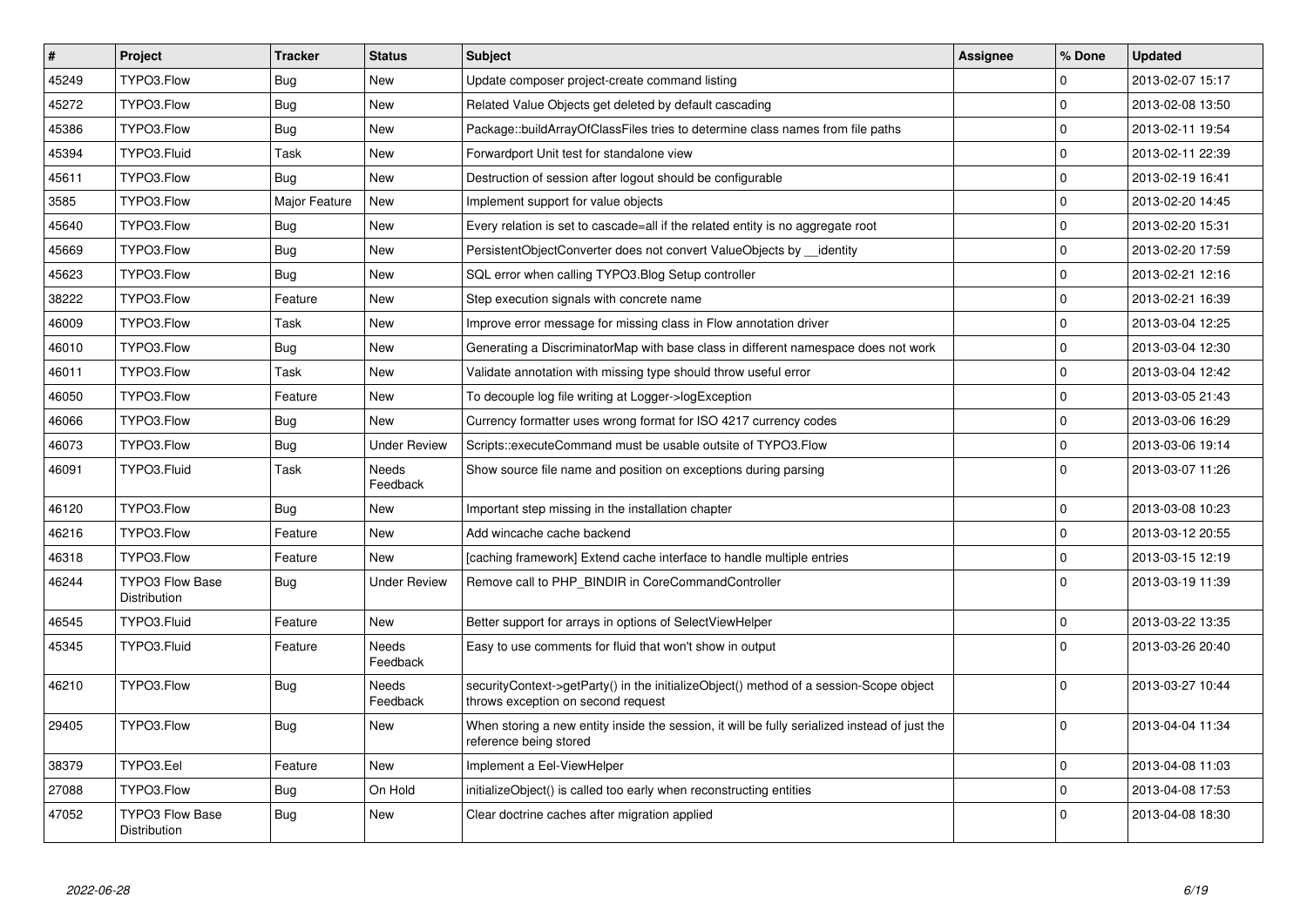| # | Project | Tracker | Status | Subject | Assignee | % Done | Updated |
|---|---|---|---|---|---|---|---|
| 45249 | TYPO3.Flow | Bug | New | Update composer project-create command listing | | 0 | 2013-02-07 15:17 |
| 45272 | TYPO3.Flow | Bug | New | Related Value Objects get deleted by default cascading | | 0 | 2013-02-08 13:50 |
| 45386 | TYPO3.Flow | Bug | New | Package::buildArrayOfClassFiles tries to determine class names from file paths | | 0 | 2013-02-11 19:54 |
| 45394 | TYPO3.Fluid | Task | New | Forwardport Unit test for standalone view | | 0 | 2013-02-11 22:39 |
| 45611 | TYPO3.Flow | Bug | New | Destruction of session after logout should be configurable | | 0 | 2013-02-19 16:41 |
| 3585 | TYPO3.Flow | Major Feature | New | Implement support for value objects | | 0 | 2013-02-20 14:45 |
| 45640 | TYPO3.Flow | Bug | New | Every relation is set to cascade=all if the related entity is no aggregate root | | 0 | 2013-02-20 15:31 |
| 45669 | TYPO3.Flow | Bug | New | PersistentObjectConverter does not convert ValueObjects by __identity | | 0 | 2013-02-20 17:59 |
| 45623 | TYPO3.Flow | Bug | New | SQL error when calling TYPO3.Blog Setup controller | | 0 | 2013-02-21 12:16 |
| 38222 | TYPO3.Flow | Feature | New | Step execution signals with concrete name | | 0 | 2013-02-21 16:39 |
| 46009 | TYPO3.Flow | Task | New | Improve error message for missing class in Flow annotation driver | | 0 | 2013-03-04 12:25 |
| 46010 | TYPO3.Flow | Bug | New | Generating a DiscriminatorMap with base class in different namespace does not work | | 0 | 2013-03-04 12:30 |
| 46011 | TYPO3.Flow | Task | New | Validate annotation with missing type should throw useful error | | 0 | 2013-03-04 12:42 |
| 46050 | TYPO3.Flow | Feature | New | To decouple log file writing at Logger->logException | | 0 | 2013-03-05 21:43 |
| 46066 | TYPO3.Flow | Bug | New | Currency formatter uses wrong format for ISO 4217 currency codes | | 0 | 2013-03-06 16:29 |
| 46073 | TYPO3.Flow | Bug | Under Review | Scripts::executeCommand must be usable outsite of TYPO3.Flow | | 0 | 2013-03-06 19:14 |
| 46091 | TYPO3.Fluid | Task | Needs Feedback | Show source file name and position on exceptions during parsing | | 0 | 2013-03-07 11:26 |
| 46120 | TYPO3.Flow | Bug | New | Important step missing in the installation chapter | | 0 | 2013-03-08 10:23 |
| 46216 | TYPO3.Flow | Feature | New | Add wincache cache backend | | 0 | 2013-03-12 20:55 |
| 46318 | TYPO3.Flow | Feature | New | [caching framework] Extend cache interface to handle multiple entries | | 0 | 2013-03-15 12:19 |
| 46244 | TYPO3 Flow Base Distribution | Bug | Under Review | Remove call to PHP_BINDIR in CoreCommandController | | 0 | 2013-03-19 11:39 |
| 46545 | TYPO3.Fluid | Feature | New | Better support for arrays in options of SelectViewHelper | | 0 | 2013-03-22 13:35 |
| 45345 | TYPO3.Fluid | Feature | Needs Feedback | Easy to use comments for fluid that won't show in output | | 0 | 2013-03-26 20:40 |
| 46210 | TYPO3.Flow | Bug | Needs Feedback | securityContext->getParty() in the initializeObject() method of a session-Scope object throws exception on second request | | 0 | 2013-03-27 10:44 |
| 29405 | TYPO3.Flow | Bug | New | When storing a new entity inside the session, it will be fully serialized instead of just the reference being stored | | 0 | 2013-04-04 11:34 |
| 38379 | TYPO3.Eel | Feature | New | Implement a Eel-ViewHelper | | 0 | 2013-04-08 11:03 |
| 27088 | TYPO3.Flow | Bug | On Hold | initializeObject() is called too early when reconstructing entities | | 0 | 2013-04-08 17:53 |
| 47052 | TYPO3 Flow Base Distribution | Bug | New | Clear doctrine caches after migration applied | | 0 | 2013-04-08 18:30 |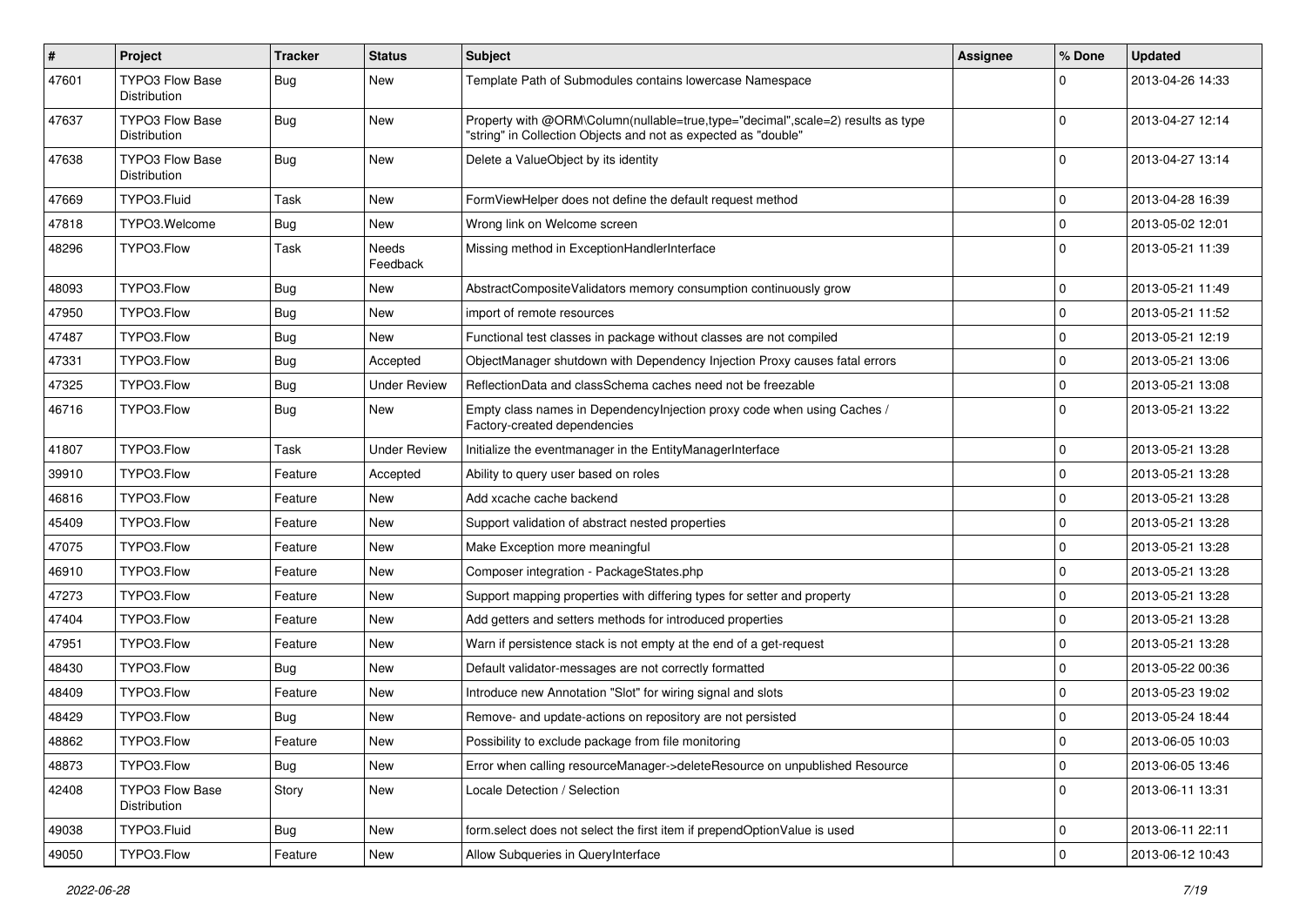| # | Project | Tracker | Status | Subject | Assignee | % Done | Updated |
|---|---|---|---|---|---|---|---|
| 47601 | TYPO3 Flow Base Distribution | Bug | New | Template Path of Submodules contains lowercase Namespace | | 0 | 2013-04-26 14:33 |
| 47637 | TYPO3 Flow Base Distribution | Bug | New | Property with @ORM\Column(nullable=true,type="decimal",scale=2) results as type "string" in Collection Objects and not as expected as "double" | | 0 | 2013-04-27 12:14 |
| 47638 | TYPO3 Flow Base Distribution | Bug | New | Delete a ValueObject by its identity | | 0 | 2013-04-27 13:14 |
| 47669 | TYPO3.Fluid | Task | New | FormViewHelper does not define the default request method | | 0 | 2013-04-28 16:39 |
| 47818 | TYPO3.Welcome | Bug | New | Wrong link on Welcome screen | | 0 | 2013-05-02 12:01 |
| 48296 | TYPO3.Flow | Task | Needs Feedback | Missing method in ExceptionHandlerInterface | | 0 | 2013-05-21 11:39 |
| 48093 | TYPO3.Flow | Bug | New | AbstractCompositeValidators memory consumption continuously grow | | 0 | 2013-05-21 11:49 |
| 47950 | TYPO3.Flow | Bug | New | import of remote resources | | 0 | 2013-05-21 11:52 |
| 47487 | TYPO3.Flow | Bug | New | Functional test classes in package without classes are not compiled | | 0 | 2013-05-21 12:19 |
| 47331 | TYPO3.Flow | Bug | Accepted | ObjectManager shutdown with Dependency Injection Proxy causes fatal errors | | 0 | 2013-05-21 13:06 |
| 47325 | TYPO3.Flow | Bug | Under Review | ReflectionData and classSchema caches need not be freezable | | 0 | 2013-05-21 13:08 |
| 46716 | TYPO3.Flow | Bug | New | Empty class names in DependencyInjection proxy code when using Caches / Factory-created dependencies | | 0 | 2013-05-21 13:22 |
| 41807 | TYPO3.Flow | Task | Under Review | Initialize the eventmanager in the EntityManagerInterface | | 0 | 2013-05-21 13:28 |
| 39910 | TYPO3.Flow | Feature | Accepted | Ability to query user based on roles | | 0 | 2013-05-21 13:28 |
| 46816 | TYPO3.Flow | Feature | New | Add xcache cache backend | | 0 | 2013-05-21 13:28 |
| 45409 | TYPO3.Flow | Feature | New | Support validation of abstract nested properties | | 0 | 2013-05-21 13:28 |
| 47075 | TYPO3.Flow | Feature | New | Make Exception more meaningful | | 0 | 2013-05-21 13:28 |
| 46910 | TYPO3.Flow | Feature | New | Composer integration - PackageStates.php | | 0 | 2013-05-21 13:28 |
| 47273 | TYPO3.Flow | Feature | New | Support mapping properties with differing types for setter and property | | 0 | 2013-05-21 13:28 |
| 47404 | TYPO3.Flow | Feature | New | Add getters and setters methods for introduced properties | | 0 | 2013-05-21 13:28 |
| 47951 | TYPO3.Flow | Feature | New | Warn if persistence stack is not empty at the end of a get-request | | 0 | 2013-05-21 13:28 |
| 48430 | TYPO3.Flow | Bug | New | Default validator-messages are not correctly formatted | | 0 | 2013-05-22 00:36 |
| 48409 | TYPO3.Flow | Feature | New | Introduce new Annotation "Slot" for wiring signal and slots | | 0 | 2013-05-23 19:02 |
| 48429 | TYPO3.Flow | Bug | New | Remove- and update-actions on repository are not persisted | | 0 | 2013-05-24 18:44 |
| 48862 | TYPO3.Flow | Feature | New | Possibility to exclude package from file monitoring | | 0 | 2013-06-05 10:03 |
| 48873 | TYPO3.Flow | Bug | New | Error when calling resourceManager->deleteResource on unpublished Resource | | 0 | 2013-06-05 13:46 |
| 42408 | TYPO3 Flow Base Distribution | Story | New | Locale Detection / Selection | | 0 | 2013-06-11 13:31 |
| 49038 | TYPO3.Fluid | Bug | New | form.select does not select the first item if prependOptionValue is used | | 0 | 2013-06-11 22:11 |
| 49050 | TYPO3.Flow | Feature | New | Allow Subqueries in QueryInterface | | 0 | 2013-06-12 10:43 |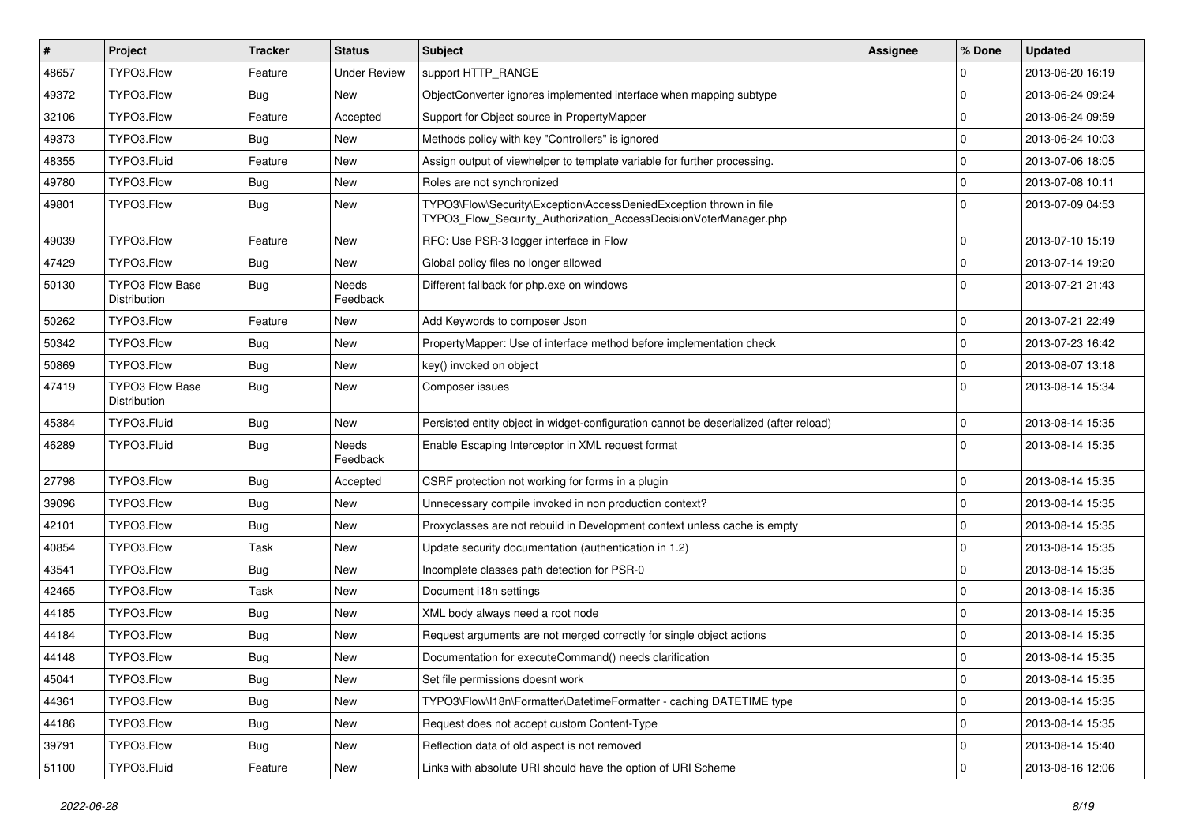| # | Project | Tracker | Status | Subject | Assignee | % Done | Updated |
|---|---|---|---|---|---|---|---|
| 48657 | TYPO3.Flow | Feature | Under Review | support HTTP_RANGE | | 0 | 2013-06-20 16:19 |
| 49372 | TYPO3.Flow | Bug | New | ObjectConverter ignores implemented interface when mapping subtype | | 0 | 2013-06-24 09:24 |
| 32106 | TYPO3.Flow | Feature | Accepted | Support for Object source in PropertyMapper | | 0 | 2013-06-24 09:59 |
| 49373 | TYPO3.Flow | Bug | New | Methods policy with key "Controllers" is ignored | | 0 | 2013-06-24 10:03 |
| 48355 | TYPO3.Fluid | Feature | New | Assign output of viewhelper to template variable for further processing. | | 0 | 2013-07-06 18:05 |
| 49780 | TYPO3.Flow | Bug | New | Roles are not synchronized | | 0 | 2013-07-08 10:11 |
| 49801 | TYPO3.Flow | Bug | New | TYPO3\Flow\Security\Exception\AccessDeniedException thrown in file TYPO3_Flow_Security_Authorization_AccessDecisionVoterManager.php | | 0 | 2013-07-09 04:53 |
| 49039 | TYPO3.Flow | Feature | New | RFC: Use PSR-3 logger interface in Flow | | 0 | 2013-07-10 15:19 |
| 47429 | TYPO3.Flow | Bug | New | Global policy files no longer allowed | | 0 | 2013-07-14 19:20 |
| 50130 | TYPO3 Flow Base Distribution | Bug | Needs Feedback | Different fallback for php.exe on windows | | 0 | 2013-07-21 21:43 |
| 50262 | TYPO3.Flow | Feature | New | Add Keywords to composer Json | | 0 | 2013-07-21 22:49 |
| 50342 | TYPO3.Flow | Bug | New | PropertyMapper: Use of interface method before implementation check | | 0 | 2013-07-23 16:42 |
| 50869 | TYPO3.Flow | Bug | New | key() invoked on object | | 0 | 2013-08-07 13:18 |
| 47419 | TYPO3 Flow Base Distribution | Bug | New | Composer issues | | 0 | 2013-08-14 15:34 |
| 45384 | TYPO3.Fluid | Bug | New | Persisted entity object in widget-configuration cannot be deserialized (after reload) | | 0 | 2013-08-14 15:35 |
| 46289 | TYPO3.Fluid | Bug | Needs Feedback | Enable Escaping Interceptor in XML request format | | 0 | 2013-08-14 15:35 |
| 27798 | TYPO3.Flow | Bug | Accepted | CSRF protection not working for forms in a plugin | | 0 | 2013-08-14 15:35 |
| 39096 | TYPO3.Flow | Bug | New | Unnecessary compile invoked in non production context? | | 0 | 2013-08-14 15:35 |
| 42101 | TYPO3.Flow | Bug | New | Proxyclasses are not rebuild in Development context unless cache is empty | | 0 | 2013-08-14 15:35 |
| 40854 | TYPO3.Flow | Task | New | Update security documentation (authentication in 1.2) | | 0 | 2013-08-14 15:35 |
| 43541 | TYPO3.Flow | Bug | New | Incomplete classes path detection for PSR-0 | | 0 | 2013-08-14 15:35 |
| 42465 | TYPO3.Flow | Task | New | Document i18n settings | | 0 | 2013-08-14 15:35 |
| 44185 | TYPO3.Flow | Bug | New | XML body always need a root node | | 0 | 2013-08-14 15:35 |
| 44184 | TYPO3.Flow | Bug | New | Request arguments are not merged correctly for single object actions | | 0 | 2013-08-14 15:35 |
| 44148 | TYPO3.Flow | Bug | New | Documentation for executeCommand() needs clarification | | 0 | 2013-08-14 15:35 |
| 45041 | TYPO3.Flow | Bug | New | Set file permissions doesnt work | | 0 | 2013-08-14 15:35 |
| 44361 | TYPO3.Flow | Bug | New | TYPO3\Flow\I18n\Formatter\DatetimeFormatter - caching DATETIME type | | 0 | 2013-08-14 15:35 |
| 44186 | TYPO3.Flow | Bug | New | Request does not accept custom Content-Type | | 0 | 2013-08-14 15:35 |
| 39791 | TYPO3.Flow | Bug | New | Reflection data of old aspect is not removed | | 0 | 2013-08-14 15:40 |
| 51100 | TYPO3.Fluid | Feature | New | Links with absolute URI should have the option of URI Scheme | | 0 | 2013-08-16 12:06 |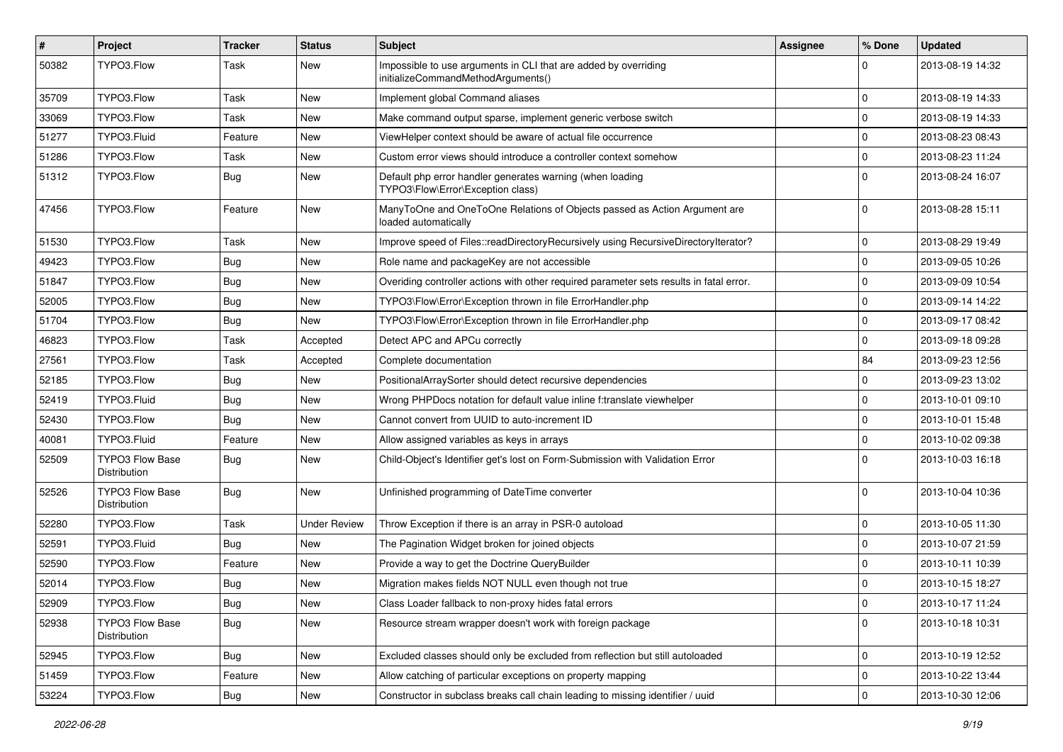| # | Project | Tracker | Status | Subject | Assignee | % Done | Updated |
|---|---|---|---|---|---|---|---|
| 50382 | TYPO3.Flow | Task | New | Impossible to use arguments in CLI that are added by overriding initializeCommandMethodArguments() | | 0 | 2013-08-19 14:32 |
| 35709 | TYPO3.Flow | Task | New | Implement global Command aliases | | 0 | 2013-08-19 14:33 |
| 33069 | TYPO3.Flow | Task | New | Make command output sparse, implement generic verbose switch | | 0 | 2013-08-19 14:33 |
| 51277 | TYPO3.Fluid | Feature | New | ViewHelper context should be aware of actual file occurrence | | 0 | 2013-08-23 08:43 |
| 51286 | TYPO3.Flow | Task | New | Custom error views should introduce a controller context somehow | | 0 | 2013-08-23 11:24 |
| 51312 | TYPO3.Flow | Bug | New | Default php error handler generates warning (when loading TYPO3\Flow\Error\Exception class) | | 0 | 2013-08-24 16:07 |
| 47456 | TYPO3.Flow | Feature | New | ManyToOne and OneToOne Relations of Objects passed as Action Argument are loaded automatically | | 0 | 2013-08-28 15:11 |
| 51530 | TYPO3.Flow | Task | New | Improve speed of Files::readDirectoryRecursively using RecursiveDirectoryIterator? | | 0 | 2013-08-29 19:49 |
| 49423 | TYPO3.Flow | Bug | New | Role name and packageKey are not accessible | | 0 | 2013-09-05 10:26 |
| 51847 | TYPO3.Flow | Bug | New | Overiding controller actions with other required parameter sets results in fatal error. | | 0 | 2013-09-09 10:54 |
| 52005 | TYPO3.Flow | Bug | New | TYPO3\Flow\Error\Exception thrown in file ErrorHandler.php | | 0 | 2013-09-14 14:22 |
| 51704 | TYPO3.Flow | Bug | New | TYPO3\Flow\Error\Exception thrown in file ErrorHandler.php | | 0 | 2013-09-17 08:42 |
| 46823 | TYPO3.Flow | Task | Accepted | Detect APC and APCu correctly | | 0 | 2013-09-18 09:28 |
| 27561 | TYPO3.Flow | Task | Accepted | Complete documentation | | 84 | 2013-09-23 12:56 |
| 52185 | TYPO3.Flow | Bug | New | PositionalArraySorter should detect recursive dependencies | | 0 | 2013-09-23 13:02 |
| 52419 | TYPO3.Fluid | Bug | New | Wrong PHPDocs notation for default value inline f:translate viewhelper | | 0 | 2013-10-01 09:10 |
| 52430 | TYPO3.Flow | Bug | New | Cannot convert from UUID to auto-increment ID | | 0 | 2013-10-01 15:48 |
| 40081 | TYPO3.Fluid | Feature | New | Allow assigned variables as keys in arrays | | 0 | 2013-10-02 09:38 |
| 52509 | TYPO3 Flow Base Distribution | Bug | New | Child-Object's Identifier get's lost on Form-Submission with Validation Error | | 0 | 2013-10-03 16:18 |
| 52526 | TYPO3 Flow Base Distribution | Bug | New | Unfinished programming of DateTime converter | | 0 | 2013-10-04 10:36 |
| 52280 | TYPO3.Flow | Task | Under Review | Throw Exception if there is an array in PSR-0 autoload | | 0 | 2013-10-05 11:30 |
| 52591 | TYPO3.Fluid | Bug | New | The Pagination Widget broken for joined objects | | 0 | 2013-10-07 21:59 |
| 52590 | TYPO3.Flow | Feature | New | Provide a way to get the Doctrine QueryBuilder | | 0 | 2013-10-11 10:39 |
| 52014 | TYPO3.Flow | Bug | New | Migration makes fields NOT NULL even though not true | | 0 | 2013-10-15 18:27 |
| 52909 | TYPO3.Flow | Bug | New | Class Loader fallback to non-proxy hides fatal errors | | 0 | 2013-10-17 11:24 |
| 52938 | TYPO3 Flow Base Distribution | Bug | New | Resource stream wrapper doesn't work with foreign package | | 0 | 2013-10-18 10:31 |
| 52945 | TYPO3.Flow | Bug | New | Excluded classes should only be excluded from reflection but still autoloaded | | 0 | 2013-10-19 12:52 |
| 51459 | TYPO3.Flow | Feature | New | Allow catching of particular exceptions on property mapping | | 0 | 2013-10-22 13:44 |
| 53224 | TYPO3.Flow | Bug | New | Constructor in subclass breaks call chain leading to missing identifier / uuid | | 0 | 2013-10-30 12:06 |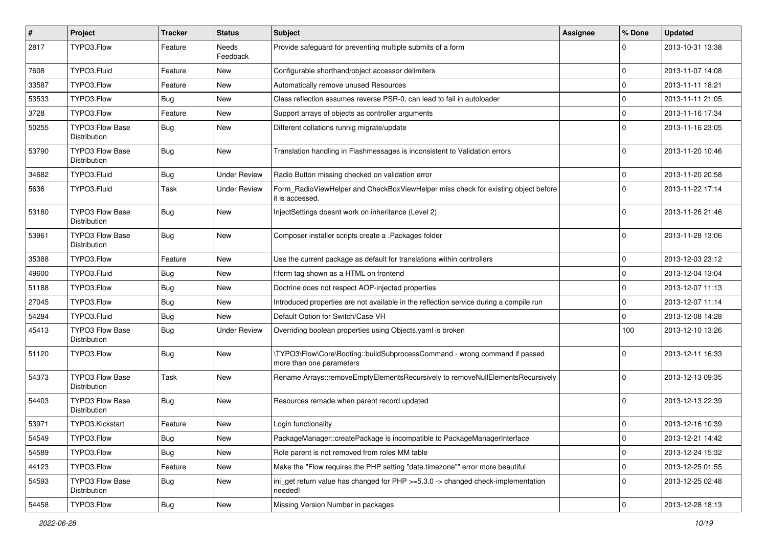| # | Project | Tracker | Status | Subject | Assignee | % Done | Updated |
|---|---|---|---|---|---|---|---|
| 2817 | TYPO3.Flow | Feature | Needs Feedback | Provide safeguard for preventing multiple submits of a form | | 0 | 2013-10-31 13:38 |
| 7608 | TYPO3.Fluid | Feature | New | Configurable shorthand/object accessor delimiters | | 0 | 2013-11-07 14:08 |
| 33587 | TYPO3.Flow | Feature | New | Automatically remove unused Resources | | 0 | 2013-11-11 18:21 |
| 53533 | TYPO3.Flow | Bug | New | Class reflection assumes reverse PSR-0, can lead to fail in autoloader | | 0 | 2013-11-11 21:05 |
| 3728 | TYPO3.Flow | Feature | New | Support arrays of objects as controller arguments | | 0 | 2013-11-16 17:34 |
| 50255 | TYPO3 Flow Base Distribution | Bug | New | Different collations runnig migrate/update | | 0 | 2013-11-16 23:05 |
| 53790 | TYPO3 Flow Base Distribution | Bug | New | Translation handling in Flashmessages is inconsistent to Validation errors | | 0 | 2013-11-20 10:46 |
| 34682 | TYPO3.Fluid | Bug | Under Review | Radio Button missing checked on validation error | | 0 | 2013-11-20 20:58 |
| 5636 | TYPO3.Fluid | Task | Under Review | Form_RadioViewHelper and CheckBoxViewHelper miss check for existing object before it is accessed. | | 0 | 2013-11-22 17:14 |
| 53180 | TYPO3 Flow Base Distribution | Bug | New | InjectSettings doesnt work on inheritance (Level 2) | | 0 | 2013-11-26 21:46 |
| 53961 | TYPO3 Flow Base Distribution | Bug | New | Composer installer scripts create a .Packages folder | | 0 | 2013-11-28 13:06 |
| 35388 | TYPO3.Flow | Feature | New | Use the current package as default for translations within controllers | | 0 | 2013-12-03 23:12 |
| 49600 | TYPO3.Fluid | Bug | New | f:form tag shown as a HTML on frontend | | 0 | 2013-12-04 13:04 |
| 51188 | TYPO3.Flow | Bug | New | Doctrine does not respect AOP-injected properties | | 0 | 2013-12-07 11:13 |
| 27045 | TYPO3.Flow | Bug | New | Introduced properties are not available in the reflection service during a compile run | | 0 | 2013-12-07 11:14 |
| 54284 | TYPO3.Fluid | Bug | New | Default Option for Switch/Case VH | | 0 | 2013-12-08 14:28 |
| 45413 | TYPO3 Flow Base Distribution | Bug | Under Review | Overriding boolean properties using Objects.yaml is broken | | 100 | 2013-12-10 13:26 |
| 51120 | TYPO3.Flow | Bug | New | \TYPO3\Flow\Core\Booting::buildSubprocessCommand - wrong command if passed more than one parameters | | 0 | 2013-12-11 16:33 |
| 54373 | TYPO3 Flow Base Distribution | Task | New | Rename Arrays::removeEmptyElementsRecursively to removeNullElementsRecursively | | 0 | 2013-12-13 09:35 |
| 54403 | TYPO3 Flow Base Distribution | Bug | New | Resources remade when parent record updated | | 0 | 2013-12-13 22:39 |
| 53971 | TYPO3.Kickstart | Feature | New | Login functionality | | 0 | 2013-12-16 10:39 |
| 54549 | TYPO3.Flow | Bug | New | PackageManager::createPackage is incompatible to PackageManagerInterface | | 0 | 2013-12-21 14:42 |
| 54589 | TYPO3.Flow | Bug | New | Role parent is not removed from roles MM table | | 0 | 2013-12-24 15:32 |
| 44123 | TYPO3.Flow | Feature | New | Make the "Flow requires the PHP setting "date.timezone"" error more beautiful | | 0 | 2013-12-25 01:55 |
| 54593 | TYPO3 Flow Base Distribution | Bug | New | ini_get return value has changed for PHP >=5.3.0 -> changed check-implementation needed! | | 0 | 2013-12-25 02:48 |
| 54458 | TYPO3.Flow | Bug | New | Missing Version Number in packages | | 0 | 2013-12-28 18:13 |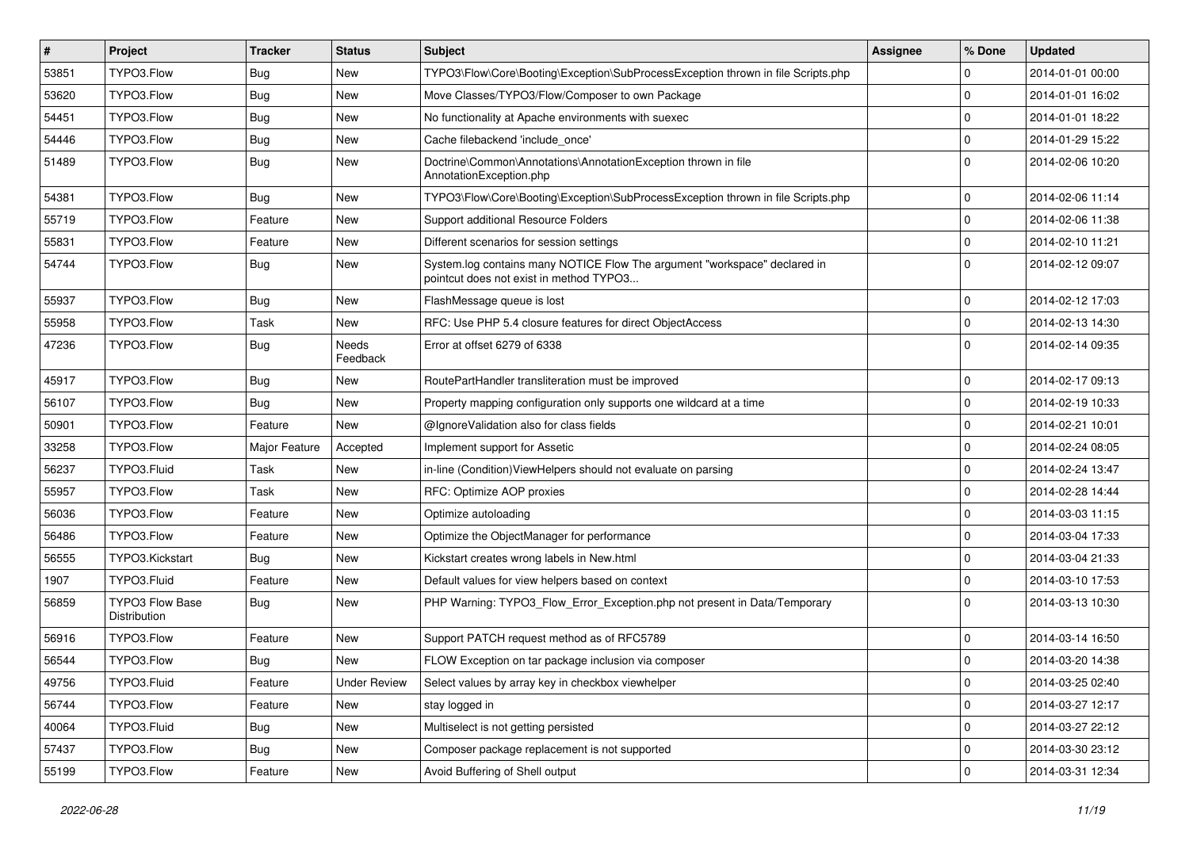| # | Project | Tracker | Status | Subject | Assignee | % Done | Updated |
|---|---|---|---|---|---|---|---|
| 53851 | TYPO3.Flow | Bug | New | TYPO3\Flow\Core\Booting\Exception\SubProcessException thrown in file Scripts.php | | 0 | 2014-01-01 00:00 |
| 53620 | TYPO3.Flow | Bug | New | Move Classes/TYPO3/Flow/Composer to own Package | | 0 | 2014-01-01 16:02 |
| 54451 | TYPO3.Flow | Bug | New | No functionality at Apache environments with suexec | | 0 | 2014-01-01 18:22 |
| 54446 | TYPO3.Flow | Bug | New | Cache filebackend 'include_once' | | 0 | 2014-01-29 15:22 |
| 51489 | TYPO3.Flow | Bug | New | Doctrine\Common\Annotations\AnnotationException thrown in file AnnotationException.php | | 0 | 2014-02-06 10:20 |
| 54381 | TYPO3.Flow | Bug | New | TYPO3\Flow\Core\Booting\Exception\SubProcessException thrown in file Scripts.php | | 0 | 2014-02-06 11:14 |
| 55719 | TYPO3.Flow | Feature | New | Support additional Resource Folders | | 0 | 2014-02-06 11:38 |
| 55831 | TYPO3.Flow | Feature | New | Different scenarios for session settings | | 0 | 2014-02-10 11:21 |
| 54744 | TYPO3.Flow | Bug | New | System.log contains many NOTICE Flow The argument "workspace" declared in pointcut does not exist in method TYPO3... | | 0 | 2014-02-12 09:07 |
| 55937 | TYPO3.Flow | Bug | New | FlashMessage queue is lost | | 0 | 2014-02-12 17:03 |
| 55958 | TYPO3.Flow | Task | New | RFC: Use PHP 5.4 closure features for direct ObjectAccess | | 0 | 2014-02-13 14:30 |
| 47236 | TYPO3.Flow | Bug | Needs Feedback | Error at offset 6279 of 6338 | | 0 | 2014-02-14 09:35 |
| 45917 | TYPO3.Flow | Bug | New | RoutePartHandler transliteration must be improved | | 0 | 2014-02-17 09:13 |
| 56107 | TYPO3.Flow | Bug | New | Property mapping configuration only supports one wildcard at a time | | 0 | 2014-02-19 10:33 |
| 50901 | TYPO3.Flow | Feature | New | @IgnoreValidation also for class fields | | 0 | 2014-02-21 10:01 |
| 33258 | TYPO3.Flow | Major Feature | Accepted | Implement support for Assetic | | 0 | 2014-02-24 08:05 |
| 56237 | TYPO3.Fluid | Task | New | in-line (Condition)ViewHelpers should not evaluate on parsing | | 0 | 2014-02-24 13:47 |
| 55957 | TYPO3.Flow | Task | New | RFC: Optimize AOP proxies | | 0 | 2014-02-28 14:44 |
| 56036 | TYPO3.Flow | Feature | New | Optimize autoloading | | 0 | 2014-03-03 11:15 |
| 56486 | TYPO3.Flow | Feature | New | Optimize the ObjectManager for performance | | 0 | 2014-03-04 17:33 |
| 56555 | TYPO3.Kickstart | Bug | New | Kickstart creates wrong labels in New.html | | 0 | 2014-03-04 21:33 |
| 1907 | TYPO3.Fluid | Feature | New | Default values for view helpers based on context | | 0 | 2014-03-10 17:53 |
| 56859 | TYPO3 Flow Base Distribution | Bug | New | PHP Warning: TYPO3_Flow_Error_Exception.php not present in Data/Temporary | | 0 | 2014-03-13 10:30 |
| 56916 | TYPO3.Flow | Feature | New | Support PATCH request method as of RFC5789 | | 0 | 2014-03-14 16:50 |
| 56544 | TYPO3.Flow | Bug | New | FLOW Exception on tar package inclusion via composer | | 0 | 2014-03-20 14:38 |
| 49756 | TYPO3.Fluid | Feature | Under Review | Select values by array key in checkbox viewhelper | | 0 | 2014-03-25 02:40 |
| 56744 | TYPO3.Flow | Feature | New | stay logged in | | 0 | 2014-03-27 12:17 |
| 40064 | TYPO3.Fluid | Bug | New | Multiselect is not getting persisted | | 0 | 2014-03-27 22:12 |
| 57437 | TYPO3.Flow | Bug | New | Composer package replacement is not supported | | 0 | 2014-03-30 23:12 |
| 55199 | TYPO3.Flow | Feature | New | Avoid Buffering of Shell output | | 0 | 2014-03-31 12:34 |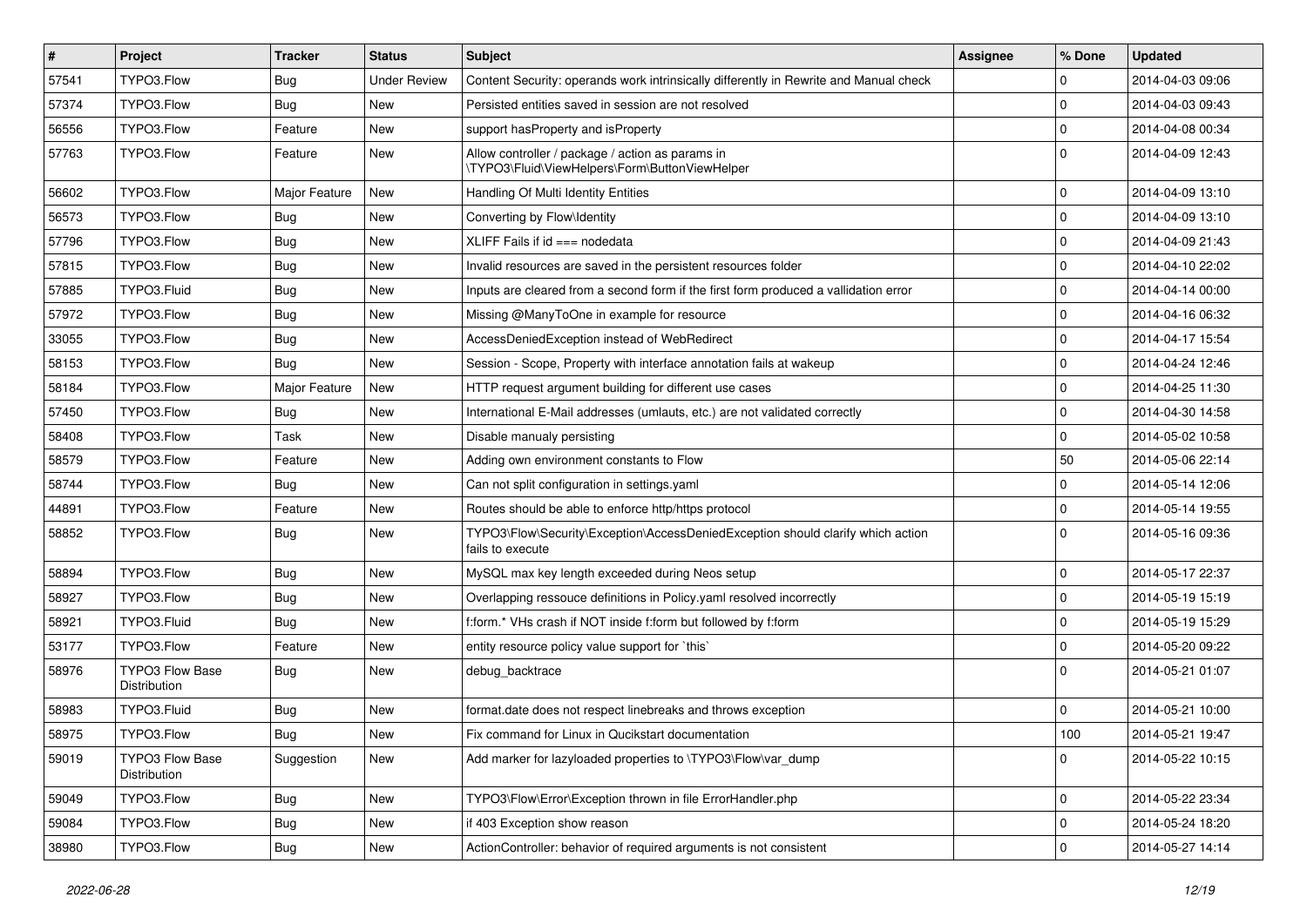| # | Project | Tracker | Status | Subject | Assignee | % Done | Updated |
|---|---|---|---|---|---|---|---|
| 57541 | TYPO3.Flow | Bug | Under Review | Content Security: operands work intrinsically differently in Rewrite and Manual check | | 0 | 2014-04-03 09:06 |
| 57374 | TYPO3.Flow | Bug | New | Persisted entities saved in session are not resolved | | 0 | 2014-04-03 09:43 |
| 56556 | TYPO3.Flow | Feature | New | support hasProperty and isProperty | | 0 | 2014-04-08 00:34 |
| 57763 | TYPO3.Flow | Feature | New | Allow controller / package / action as params in \TYPO3\Fluid\ViewHelpers\Form\ButtonViewHelper | | 0 | 2014-04-09 12:43 |
| 56602 | TYPO3.Flow | Major Feature | New | Handling Of Multi Identity Entities | | 0 | 2014-04-09 13:10 |
| 56573 | TYPO3.Flow | Bug | New | Converting by Flow\Identity | | 0 | 2014-04-09 13:10 |
| 57796 | TYPO3.Flow | Bug | New | XLIFF Fails if id === nodedata | | 0 | 2014-04-09 21:43 |
| 57815 | TYPO3.Flow | Bug | New | Invalid resources are saved in the persistent resources folder | | 0 | 2014-04-10 22:02 |
| 57885 | TYPO3.Fluid | Bug | New | Inputs are cleared from a second form if the first form produced a vallidation error | | 0 | 2014-04-14 00:00 |
| 57972 | TYPO3.Flow | Bug | New | Missing @ManyToOne in example for resource | | 0 | 2014-04-16 06:32 |
| 33055 | TYPO3.Flow | Bug | New | AccessDeniedException instead of WebRedirect | | 0 | 2014-04-17 15:54 |
| 58153 | TYPO3.Flow | Bug | New | Session - Scope, Property with interface annotation fails at wakeup | | 0 | 2014-04-24 12:46 |
| 58184 | TYPO3.Flow | Major Feature | New | HTTP request argument building for different use cases | | 0 | 2014-04-25 11:30 |
| 57450 | TYPO3.Flow | Bug | New | International E-Mail addresses (umlauts, etc.) are not validated correctly | | 0 | 2014-04-30 14:58 |
| 58408 | TYPO3.Flow | Task | New | Disable manualy persisting | | 0 | 2014-05-02 10:58 |
| 58579 | TYPO3.Flow | Feature | New | Adding own environment constants to Flow | | 50 | 2014-05-06 22:14 |
| 58744 | TYPO3.Flow | Bug | New | Can not split configuration in settings.yaml | | 0 | 2014-05-14 12:06 |
| 44891 | TYPO3.Flow | Feature | New | Routes should be able to enforce http/https protocol | | 0 | 2014-05-14 19:55 |
| 58852 | TYPO3.Flow | Bug | New | TYPO3\Flow\Security\Exception\AccessDeniedException should clarify which action fails to execute | | 0 | 2014-05-16 09:36 |
| 58894 | TYPO3.Flow | Bug | New | MySQL max key length exceeded during Neos setup | | 0 | 2014-05-17 22:37 |
| 58927 | TYPO3.Flow | Bug | New | Overlapping ressouce definitions in Policy.yaml resolved incorrectly | | 0 | 2014-05-19 15:19 |
| 58921 | TYPO3.Fluid | Bug | New | f:form.* VHs crash if NOT inside f:form but followed by f:form | | 0 | 2014-05-19 15:29 |
| 53177 | TYPO3.Flow | Feature | New | entity resource policy value support for `this` | | 0 | 2014-05-20 09:22 |
| 58976 | TYPO3 Flow Base Distribution | Bug | New | debug_backtrace | | 0 | 2014-05-21 01:07 |
| 58983 | TYPO3.Fluid | Bug | New | format.date does not respect linebreaks and throws exception | | 0 | 2014-05-21 10:00 |
| 58975 | TYPO3.Flow | Bug | New | Fix command for Linux in Qucikstart documentation | | 100 | 2014-05-21 19:47 |
| 59019 | TYPO3 Flow Base Distribution | Suggestion | New | Add marker for lazyloaded properties to \TYPO3\Flow\var_dump | | 0 | 2014-05-22 10:15 |
| 59049 | TYPO3.Flow | Bug | New | TYPO3\Flow\Error\Exception thrown in file ErrorHandler.php | | 0 | 2014-05-22 23:34 |
| 59084 | TYPO3.Flow | Bug | New | if 403 Exception show reason | | 0 | 2014-05-24 18:20 |
| 38980 | TYPO3.Flow | Bug | New | ActionController: behavior of required arguments is not consistent | | 0 | 2014-05-27 14:14 |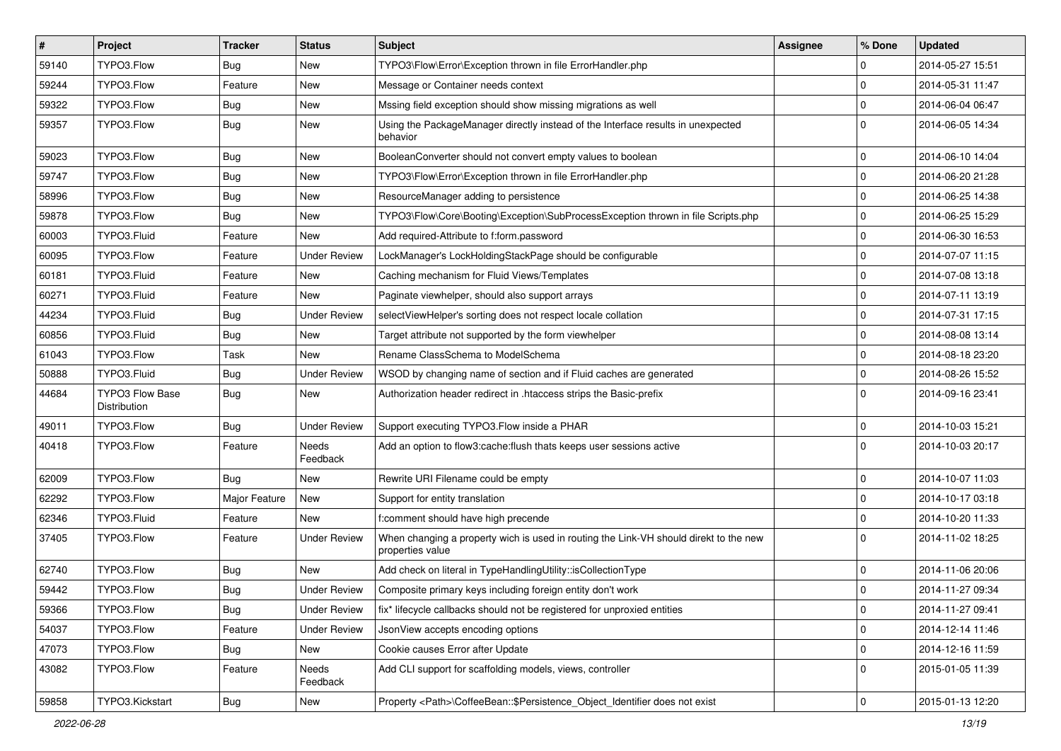| # | Project | Tracker | Status | Subject | Assignee | % Done | Updated |
|---|---|---|---|---|---|---|---|
| 59140 | TYPO3.Flow | Bug | New | TYPO3\Flow\Error\Exception thrown in file ErrorHandler.php | | 0 | 2014-05-27 15:51 |
| 59244 | TYPO3.Flow | Feature | New | Message or Container needs context | | 0 | 2014-05-31 11:47 |
| 59322 | TYPO3.Flow | Bug | New | Mssing field exception should show missing migrations as well | | 0 | 2014-06-04 06:47 |
| 59357 | TYPO3.Flow | Bug | New | Using the PackageManager directly instead of the Interface results in unexpected behavior | | 0 | 2014-06-05 14:34 |
| 59023 | TYPO3.Flow | Bug | New | BooleanConverter should not convert empty values to boolean | | 0 | 2014-06-10 14:04 |
| 59747 | TYPO3.Flow | Bug | New | TYPO3\Flow\Error\Exception thrown in file ErrorHandler.php | | 0 | 2014-06-20 21:28 |
| 58996 | TYPO3.Flow | Bug | New | ResourceManager adding to persistence | | 0 | 2014-06-25 14:38 |
| 59878 | TYPO3.Flow | Bug | New | TYPO3\Flow\Core\Booting\Exception\SubProcessException thrown in file Scripts.php | | 0 | 2014-06-25 15:29 |
| 60003 | TYPO3.Fluid | Feature | New | Add required-Attribute to f:form.password | | 0 | 2014-06-30 16:53 |
| 60095 | TYPO3.Flow | Feature | Under Review | LockManager's LockHoldingStackPage should be configurable | | 0 | 2014-07-07 11:15 |
| 60181 | TYPO3.Fluid | Feature | New | Caching mechanism for Fluid Views/Templates | | 0 | 2014-07-08 13:18 |
| 60271 | TYPO3.Fluid | Feature | New | Paginate viewhelper, should also support arrays | | 0 | 2014-07-11 13:19 |
| 44234 | TYPO3.Fluid | Bug | Under Review | selectViewHelper's sorting does not respect locale collation | | 0 | 2014-07-31 17:15 |
| 60856 | TYPO3.Fluid | Bug | New | Target attribute not supported by the form viewhelper | | 0 | 2014-08-08 13:14 |
| 61043 | TYPO3.Flow | Task | New | Rename ClassSchema to ModelSchema | | 0 | 2014-08-18 23:20 |
| 50888 | TYPO3.Fluid | Bug | Under Review | WSOD by changing name of section and if Fluid caches are generated | | 0 | 2014-08-26 15:52 |
| 44684 | TYPO3 Flow Base Distribution | Bug | New | Authorization header redirect in .htaccess strips the Basic-prefix | | 0 | 2014-09-16 23:41 |
| 49011 | TYPO3.Flow | Bug | Under Review | Support executing TYPO3.Flow inside a PHAR | | 0 | 2014-10-03 15:21 |
| 40418 | TYPO3.Flow | Feature | Needs Feedback | Add an option to flow3:cache:flush thats keeps user sessions active | | 0 | 2014-10-03 20:17 |
| 62009 | TYPO3.Flow | Bug | New | Rewrite URI Filename could be empty | | 0 | 2014-10-07 11:03 |
| 62292 | TYPO3.Flow | Major Feature | New | Support for entity translation | | 0 | 2014-10-17 03:18 |
| 62346 | TYPO3.Fluid | Feature | New | f:comment should have high precende | | 0 | 2014-10-20 11:33 |
| 37405 | TYPO3.Flow | Feature | Under Review | When changing a property wich is used in routing the Link-VH should direkt to the new properties value | | 0 | 2014-11-02 18:25 |
| 62740 | TYPO3.Flow | Bug | New | Add check on literal in TypeHandlingUtility::isCollectionType | | 0 | 2014-11-06 20:06 |
| 59442 | TYPO3.Flow | Bug | Under Review | Composite primary keys including foreign entity don't work | | 0 | 2014-11-27 09:34 |
| 59366 | TYPO3.Flow | Bug | Under Review | fix* lifecycle callbacks should not be registered for unproxied entities | | 0 | 2014-11-27 09:41 |
| 54037 | TYPO3.Flow | Feature | Under Review | JsonView accepts encoding options | | 0 | 2014-12-14 11:46 |
| 47073 | TYPO3.Flow | Bug | New | Cookie causes Error after Update | | 0 | 2014-12-16 11:59 |
| 43082 | TYPO3.Flow | Feature | Needs Feedback | Add CLI support for scaffolding models, views, controller | | 0 | 2015-01-05 11:39 |
| 59858 | TYPO3.Kickstart | Bug | New | Property <Path>\CoffeeBean::$Persistence_Object_Identifier does not exist | | 0 | 2015-01-13 12:20 |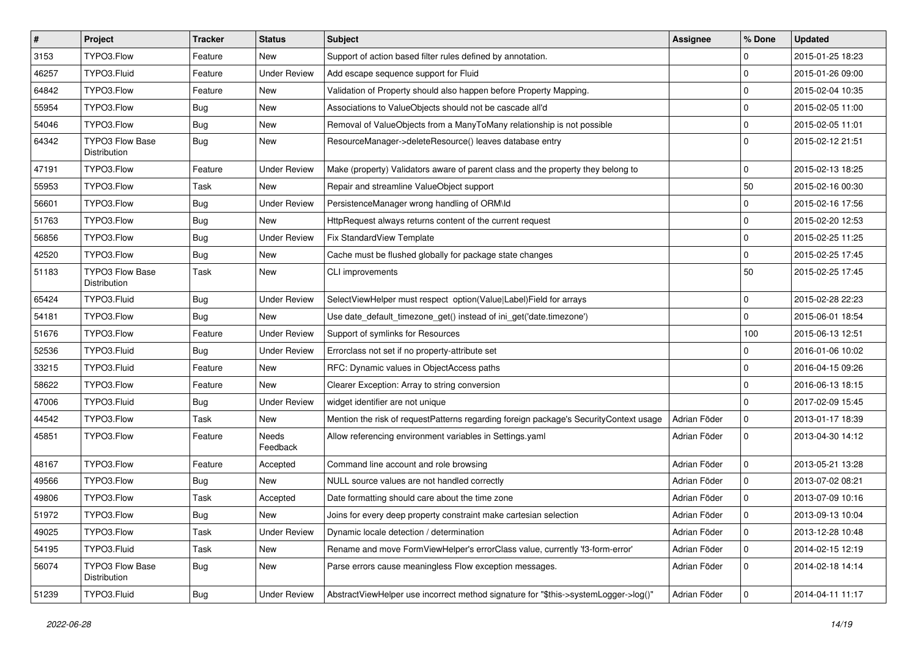| # | Project | Tracker | Status | Subject | Assignee | % Done | Updated |
|---|---|---|---|---|---|---|---|
| 3153 | TYPO3.Flow | Feature | New | Support of action based filter rules defined by annotation. | | 0 | 2015-01-25 18:23 |
| 46257 | TYPO3.Fluid | Feature | Under Review | Add escape sequence support for Fluid | | 0 | 2015-01-26 09:00 |
| 64842 | TYPO3.Flow | Feature | New | Validation of Property should also happen before Property Mapping. | | 0 | 2015-02-04 10:35 |
| 55954 | TYPO3.Flow | Bug | New | Associations to ValueObjects should not be cascade all'd | | 0 | 2015-02-05 11:00 |
| 54046 | TYPO3.Flow | Bug | New | Removal of ValueObjects from a ManyToMany relationship is not possible | | 0 | 2015-02-05 11:01 |
| 64342 | TYPO3 Flow Base Distribution | Bug | New | ResourceManager->deleteResource() leaves database entry | | 0 | 2015-02-12 21:51 |
| 47191 | TYPO3.Flow | Feature | Under Review | Make (property) Validators aware of parent class and the property they belong to | | 0 | 2015-02-13 18:25 |
| 55953 | TYPO3.Flow | Task | New | Repair and streamline ValueObject support | | 50 | 2015-02-16 00:30 |
| 56601 | TYPO3.Flow | Bug | Under Review | PersistenceManager wrong handling of ORM\Id | | 0 | 2015-02-16 17:56 |
| 51763 | TYPO3.Flow | Bug | New | HttpRequest always returns content of the current request | | 0 | 2015-02-20 12:53 |
| 56856 | TYPO3.Flow | Bug | Under Review | Fix StandardView Template | | 0 | 2015-02-25 11:25 |
| 42520 | TYPO3.Flow | Bug | New | Cache must be flushed globally for package state changes | | 0 | 2015-02-25 17:45 |
| 51183 | TYPO3 Flow Base Distribution | Task | New | CLI improvements | | 50 | 2015-02-25 17:45 |
| 65424 | TYPO3.Fluid | Bug | Under Review | SelectViewHelper must respect option(Value\|Label)Field for arrays | | 0 | 2015-02-28 22:23 |
| 54181 | TYPO3.Flow | Bug | New | Use date_default_timezone_get() instead of ini_get('date.timezone') | | 0 | 2015-06-01 18:54 |
| 51676 | TYPO3.Flow | Feature | Under Review | Support of symlinks for Resources | | 100 | 2015-06-13 12:51 |
| 52536 | TYPO3.Fluid | Bug | Under Review | Errorclass not set if no property-attribute set | | 0 | 2016-01-06 10:02 |
| 33215 | TYPO3.Fluid | Feature | New | RFC: Dynamic values in ObjectAccess paths | | 0 | 2016-04-15 09:26 |
| 58622 | TYPO3.Flow | Feature | New | Clearer Exception: Array to string conversion | | 0 | 2016-06-13 18:15 |
| 47006 | TYPO3.Fluid | Bug | Under Review | widget identifier are not unique | | 0 | 2017-02-09 15:45 |
| 44542 | TYPO3.Flow | Task | New | Mention the risk of requestPatterns regarding foreign package's SecurityContext usage | Adrian Föder | 0 | 2013-01-17 18:39 |
| 45851 | TYPO3.Flow | Feature | Needs Feedback | Allow referencing environment variables in Settings.yaml | Adrian Föder | 0 | 2013-04-30 14:12 |
| 48167 | TYPO3.Flow | Feature | Accepted | Command line account and role browsing | Adrian Föder | 0 | 2013-05-21 13:28 |
| 49566 | TYPO3.Flow | Bug | New | NULL source values are not handled correctly | Adrian Föder | 0 | 2013-07-02 08:21 |
| 49806 | TYPO3.Flow | Task | Accepted | Date formatting should care about the time zone | Adrian Föder | 0 | 2013-07-09 10:16 |
| 51972 | TYPO3.Flow | Bug | New | Joins for every deep property constraint make cartesian selection | Adrian Föder | 0 | 2013-09-13 10:04 |
| 49025 | TYPO3.Flow | Task | Under Review | Dynamic locale detection / determination | Adrian Föder | 0 | 2013-12-28 10:48 |
| 54195 | TYPO3.Fluid | Task | New | Rename and move FormViewHelper's errorClass value, currently 'f3-form-error' | Adrian Föder | 0 | 2014-02-15 12:19 |
| 56074 | TYPO3 Flow Base Distribution | Bug | New | Parse errors cause meaningless Flow exception messages. | Adrian Föder | 0 | 2014-02-18 14:14 |
| 51239 | TYPO3.Fluid | Bug | Under Review | AbstractViewHelper use incorrect method signature for "$this->systemLogger->log()" | Adrian Föder | 0 | 2014-04-11 11:17 |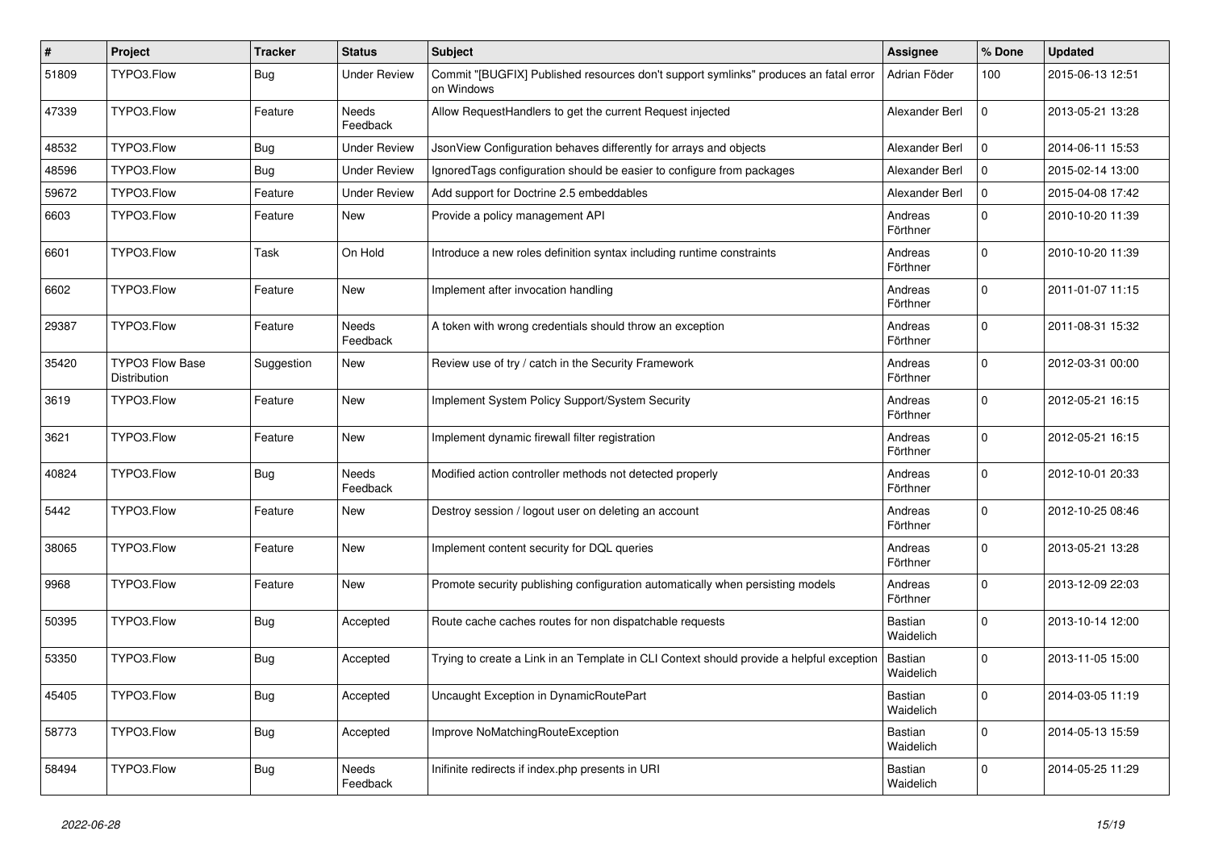| # | Project | Tracker | Status | Subject | Assignee | % Done | Updated |
|---|---|---|---|---|---|---|---|
| 51809 | TYPO3.Flow | Bug | Under Review | Commit "[BUGFIX] Published resources don't support symlinks" produces an fatal error on Windows | Adrian Föder | 100 | 2015-06-13 12:51 |
| 47339 | TYPO3.Flow | Feature | Needs Feedback | Allow RequestHandlers to get the current Request injected | Alexander Berl | 0 | 2013-05-21 13:28 |
| 48532 | TYPO3.Flow | Bug | Under Review | JsonView Configuration behaves differently for arrays and objects | Alexander Berl | 0 | 2014-06-11 15:53 |
| 48596 | TYPO3.Flow | Bug | Under Review | IgnoredTags configuration should be easier to configure from packages | Alexander Berl | 0 | 2015-02-14 13:00 |
| 59672 | TYPO3.Flow | Feature | Under Review | Add support for Doctrine 2.5 embeddables | Alexander Berl | 0 | 2015-04-08 17:42 |
| 6603 | TYPO3.Flow | Feature | New | Provide a policy management API | Andreas Förthner | 0 | 2010-10-20 11:39 |
| 6601 | TYPO3.Flow | Task | On Hold | Introduce a new roles definition syntax including runtime constraints | Andreas Förthner | 0 | 2010-10-20 11:39 |
| 6602 | TYPO3.Flow | Feature | New | Implement after invocation handling | Andreas Förthner | 0 | 2011-01-07 11:15 |
| 29387 | TYPO3.Flow | Feature | Needs Feedback | A token with wrong credentials should throw an exception | Andreas Förthner | 0 | 2011-08-31 15:32 |
| 35420 | TYPO3 Flow Base Distribution | Suggestion | New | Review use of try / catch in the Security Framework | Andreas Förthner | 0 | 2012-03-31 00:00 |
| 3619 | TYPO3.Flow | Feature | New | Implement System Policy Support/System Security | Andreas Förthner | 0 | 2012-05-21 16:15 |
| 3621 | TYPO3.Flow | Feature | New | Implement dynamic firewall filter registration | Andreas Förthner | 0 | 2012-05-21 16:15 |
| 40824 | TYPO3.Flow | Bug | Needs Feedback | Modified action controller methods not detected properly | Andreas Förthner | 0 | 2012-10-01 20:33 |
| 5442 | TYPO3.Flow | Feature | New | Destroy session / logout user on deleting an account | Andreas Förthner | 0 | 2012-10-25 08:46 |
| 38065 | TYPO3.Flow | Feature | New | Implement content security for DQL queries | Andreas Förthner | 0 | 2013-05-21 13:28 |
| 9968 | TYPO3.Flow | Feature | New | Promote security publishing configuration automatically when persisting models | Andreas Förthner | 0 | 2013-12-09 22:03 |
| 50395 | TYPO3.Flow | Bug | Accepted | Route cache caches routes for non dispatchable requests | Bastian Waidelich | 0 | 2013-10-14 12:00 |
| 53350 | TYPO3.Flow | Bug | Accepted | Trying to create a Link in an Template in CLI Context should provide a helpful exception | Bastian Waidelich | 0 | 2013-11-05 15:00 |
| 45405 | TYPO3.Flow | Bug | Accepted | Uncaught Exception in DynamicRoutePart | Bastian Waidelich | 0 | 2014-03-05 11:19 |
| 58773 | TYPO3.Flow | Bug | Accepted | Improve NoMatchingRouteException | Bastian Waidelich | 0 | 2014-05-13 15:59 |
| 58494 | TYPO3.Flow | Bug | Needs Feedback | Inifinite redirects if index.php presents in URI | Bastian Waidelich | 0 | 2014-05-25 11:29 |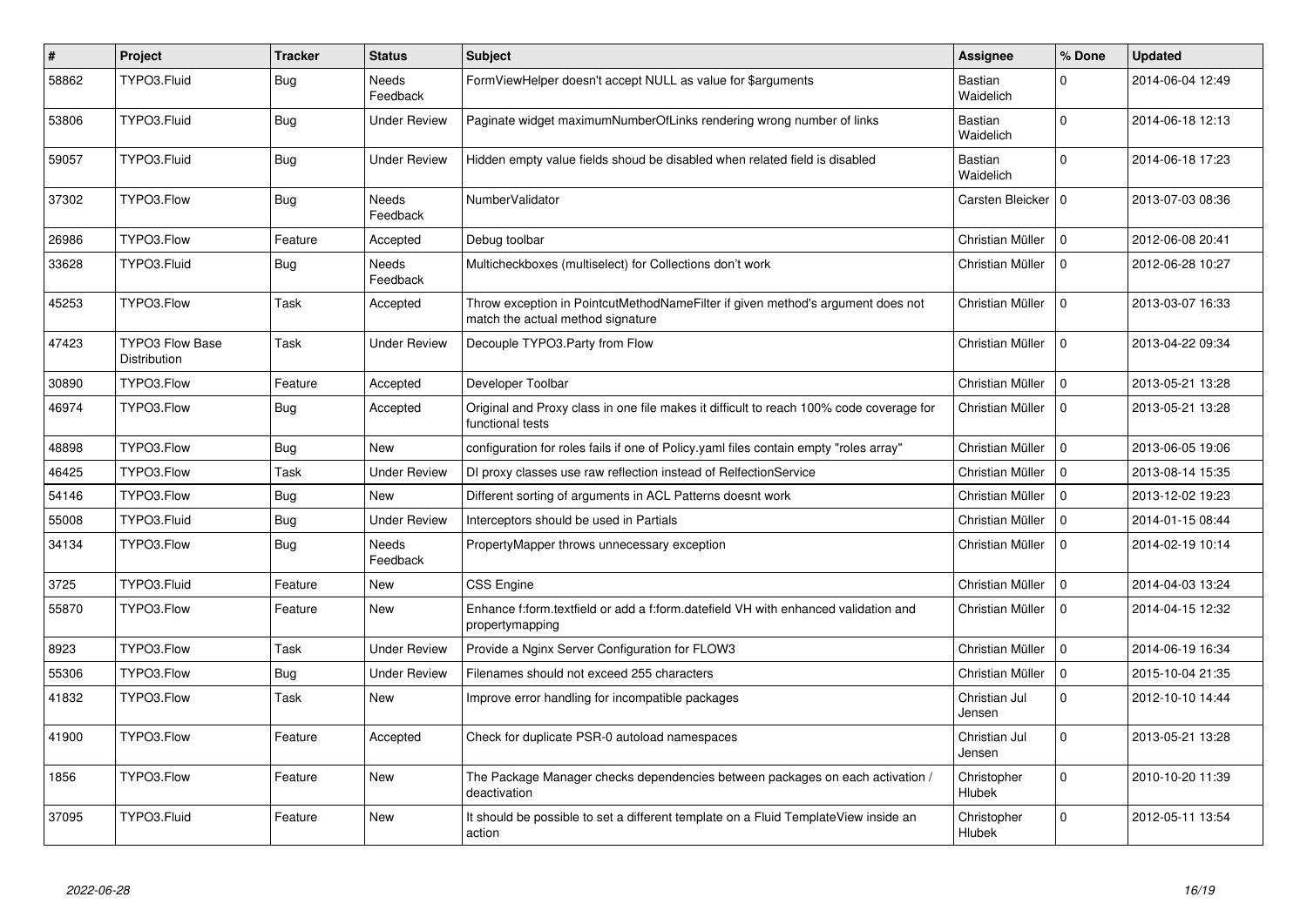| # | Project | Tracker | Status | Subject | Assignee | % Done | Updated |
|---|---|---|---|---|---|---|---|
| 58862 | TYPO3.Fluid | Bug | Needs Feedback | FormViewHelper doesn't accept NULL as value for $arguments | Bastian Waidelich | 0 | 2014-06-04 12:49 |
| 53806 | TYPO3.Fluid | Bug | Under Review | Paginate widget maximumNumberOfLinks rendering wrong number of links | Bastian Waidelich | 0 | 2014-06-18 12:13 |
| 59057 | TYPO3.Fluid | Bug | Under Review | Hidden empty value fields shoud be disabled when related field is disabled | Bastian Waidelich | 0 | 2014-06-18 17:23 |
| 37302 | TYPO3.Flow | Bug | Needs Feedback | NumberValidator | Carsten Bleicker | 0 | 2013-07-03 08:36 |
| 26986 | TYPO3.Flow | Feature | Accepted | Debug toolbar | Christian Müller | 0 | 2012-06-08 20:41 |
| 33628 | TYPO3.Fluid | Bug | Needs Feedback | Multicheckboxes (multiselect) for Collections don't work | Christian Müller | 0 | 2012-06-28 10:27 |
| 45253 | TYPO3.Flow | Task | Accepted | Throw exception in PointcutMethodNameFilter if given method's argument does not match the actual method signature | Christian Müller | 0 | 2013-03-07 16:33 |
| 47423 | TYPO3 Flow Base Distribution | Task | Under Review | Decouple TYPO3.Party from Flow | Christian Müller | 0 | 2013-04-22 09:34 |
| 30890 | TYPO3.Flow | Feature | Accepted | Developer Toolbar | Christian Müller | 0 | 2013-05-21 13:28 |
| 46974 | TYPO3.Flow | Bug | Accepted | Original and Proxy class in one file makes it difficult to reach 100% code coverage for functional tests | Christian Müller | 0 | 2013-05-21 13:28 |
| 48898 | TYPO3.Flow | Bug | New | configuration for roles fails if one of Policy.yaml files contain empty "roles array" | Christian Müller | 0 | 2013-06-05 19:06 |
| 46425 | TYPO3.Flow | Task | Under Review | DI proxy classes use raw reflection instead of RelfectionService | Christian Müller | 0 | 2013-08-14 15:35 |
| 54146 | TYPO3.Flow | Bug | New | Different sorting of arguments in ACL Patterns doesnt work | Christian Müller | 0 | 2013-12-02 19:23 |
| 55008 | TYPO3.Fluid | Bug | Under Review | Interceptors should be used in Partials | Christian Müller | 0 | 2014-01-15 08:44 |
| 34134 | TYPO3.Flow | Bug | Needs Feedback | PropertyMapper throws unnecessary exception | Christian Müller | 0 | 2014-02-19 10:14 |
| 3725 | TYPO3.Fluid | Feature | New | CSS Engine | Christian Müller | 0 | 2014-04-03 13:24 |
| 55870 | TYPO3.Flow | Feature | New | Enhance f:form.textfield or add a f:form.datefield VH with enhanced validation and propertymapping | Christian Müller | 0 | 2014-04-15 12:32 |
| 8923 | TYPO3.Flow | Task | Under Review | Provide a Nginx Server Configuration for FLOW3 | Christian Müller | 0 | 2014-06-19 16:34 |
| 55306 | TYPO3.Flow | Bug | Under Review | Filenames should not exceed 255 characters | Christian Müller | 0 | 2015-10-04 21:35 |
| 41832 | TYPO3.Flow | Task | New | Improve error handling for incompatible packages | Christian Jul Jensen | 0 | 2012-10-10 14:44 |
| 41900 | TYPO3.Flow | Feature | Accepted | Check for duplicate PSR-0 autoload namespaces | Christian Jul Jensen | 0 | 2013-05-21 13:28 |
| 1856 | TYPO3.Flow | Feature | New | The Package Manager checks dependencies between packages on each activation / deactivation | Christopher Hlubek | 0 | 2010-10-20 11:39 |
| 37095 | TYPO3.Fluid | Feature | New | It should be possible to set a different template on a Fluid TemplateView inside an action | Christopher Hlubek | 0 | 2012-05-11 13:54 |

2022-06-28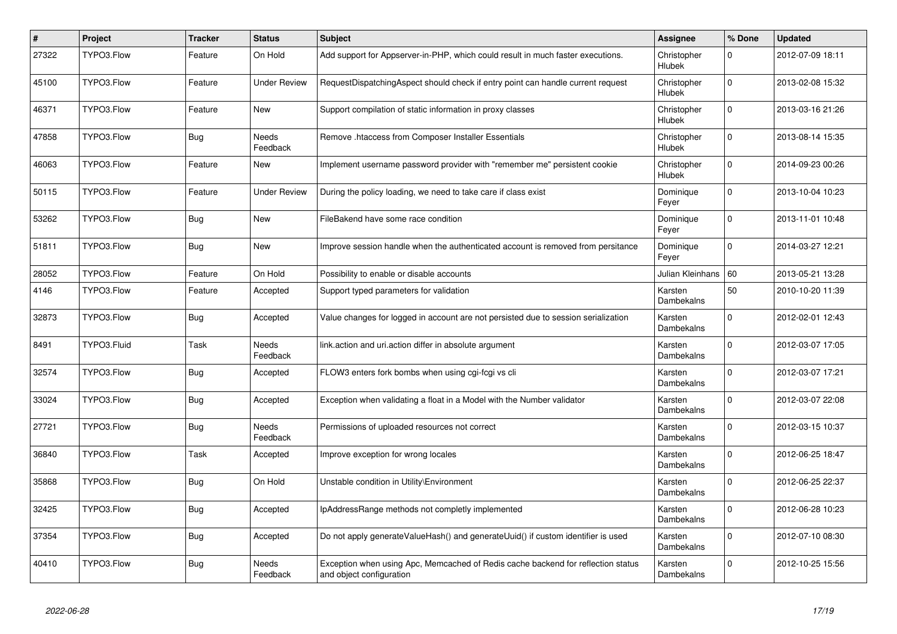| # | Project | Tracker | Status | Subject | Assignee | % Done | Updated |
|---|---|---|---|---|---|---|---|
| 27322 | TYPO3.Flow | Feature | On Hold | Add support for Appserver-in-PHP, which could result in much faster executions. | Christopher Hlubek | 0 | 2012-07-09 18:11 |
| 45100 | TYPO3.Flow | Feature | Under Review | RequestDispatchingAspect should check if entry point can handle current request | Christopher Hlubek | 0 | 2013-02-08 15:32 |
| 46371 | TYPO3.Flow | Feature | New | Support compilation of static information in proxy classes | Christopher Hlubek | 0 | 2013-03-16 21:26 |
| 47858 | TYPO3.Flow | Bug | Needs Feedback | Remove .htaccess from Composer Installer Essentials | Christopher Hlubek | 0 | 2013-08-14 15:35 |
| 46063 | TYPO3.Flow | Feature | New | Implement username password provider with "remember me" persistent cookie | Christopher Hlubek | 0 | 2014-09-23 00:26 |
| 50115 | TYPO3.Flow | Feature | Under Review | During the policy loading, we need to take care if class exist | Dominique Feyer | 0 | 2013-10-04 10:23 |
| 53262 | TYPO3.Flow | Bug | New | FileBakend have some race condition | Dominique Feyer | 0 | 2013-11-01 10:48 |
| 51811 | TYPO3.Flow | Bug | New | Improve session handle when the authenticated account is removed from persitance | Dominique Feyer | 0 | 2014-03-27 12:21 |
| 28052 | TYPO3.Flow | Feature | On Hold | Possibility to enable or disable accounts | Julian Kleinhans | 60 | 2013-05-21 13:28 |
| 4146 | TYPO3.Flow | Feature | Accepted | Support typed parameters for validation | Karsten Dambekalns | 50 | 2010-10-20 11:39 |
| 32873 | TYPO3.Flow | Bug | Accepted | Value changes for logged in account are not persisted due to session serialization | Karsten Dambekalns | 0 | 2012-02-01 12:43 |
| 8491 | TYPO3.Fluid | Task | Needs Feedback | link.action and uri.action differ in absolute argument | Karsten Dambekalns | 0 | 2012-03-07 17:05 |
| 32574 | TYPO3.Flow | Bug | Accepted | FLOW3 enters fork bombs when using cgi-fcgi vs cli | Karsten Dambekalns | 0 | 2012-03-07 17:21 |
| 33024 | TYPO3.Flow | Bug | Accepted | Exception when validating a float in a Model with the Number validator | Karsten Dambekalns | 0 | 2012-03-07 22:08 |
| 27721 | TYPO3.Flow | Bug | Needs Feedback | Permissions of uploaded resources not correct | Karsten Dambekalns | 0 | 2012-03-15 10:37 |
| 36840 | TYPO3.Flow | Task | Accepted | Improve exception for wrong locales | Karsten Dambekalns | 0 | 2012-06-25 18:47 |
| 35868 | TYPO3.Flow | Bug | On Hold | Unstable condition in Utility\Environment | Karsten Dambekalns | 0 | 2012-06-25 22:37 |
| 32425 | TYPO3.Flow | Bug | Accepted | IpAddressRange methods not completly implemented | Karsten Dambekalns | 0 | 2012-06-28 10:23 |
| 37354 | TYPO3.Flow | Bug | Accepted | Do not apply generateValueHash() and generateUuid() if custom identifier is used | Karsten Dambekalns | 0 | 2012-07-10 08:30 |
| 40410 | TYPO3.Flow | Bug | Needs Feedback | Exception when using Apc, Memcached of Redis cache backend for reflection status and object configuration | Karsten Dambekalns | 0 | 2012-10-25 15:56 |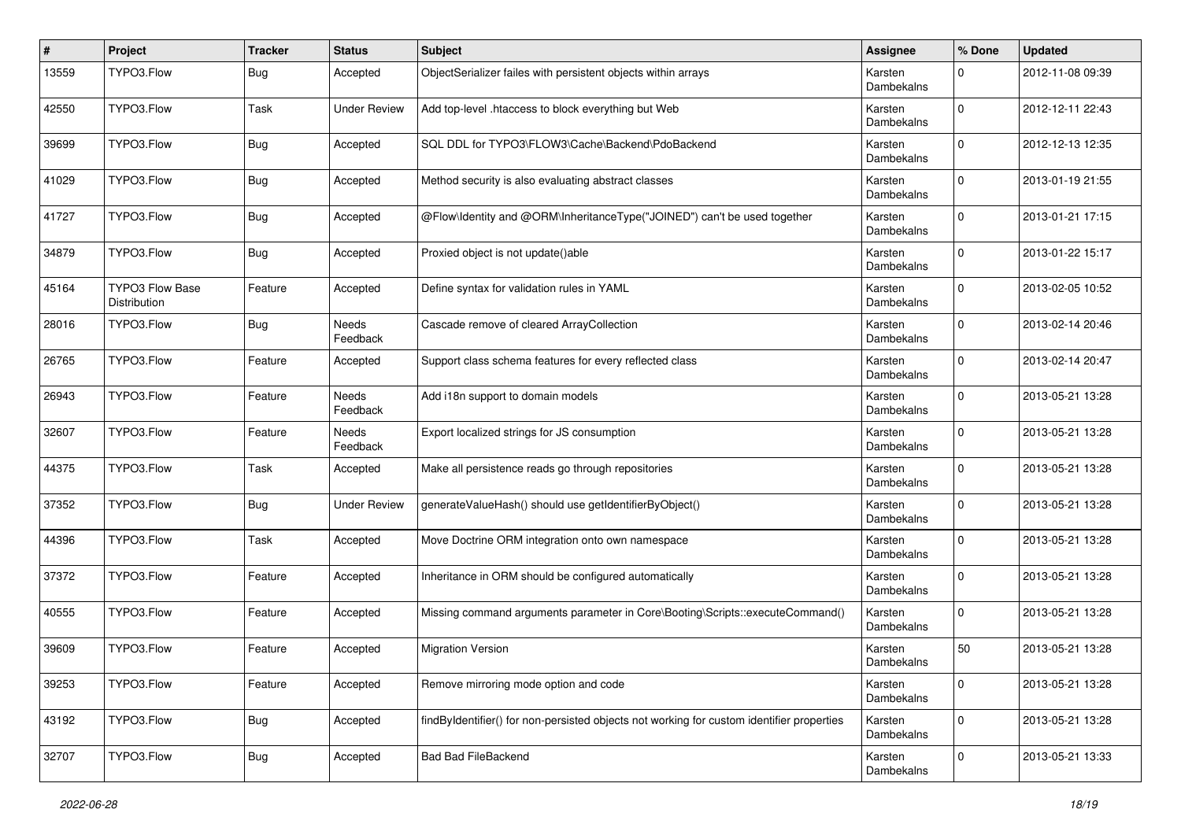| # | Project | Tracker | Status | Subject | Assignee | % Done | Updated |
|---|---|---|---|---|---|---|---|
| 13559 | TYPO3.Flow | Bug | Accepted | ObjectSerializer failes with persistent objects within arrays | Karsten Dambekalns | 0 | 2012-11-08 09:39 |
| 42550 | TYPO3.Flow | Task | Under Review | Add top-level .htaccess to block everything but Web | Karsten Dambekalns | 0 | 2012-12-11 22:43 |
| 39699 | TYPO3.Flow | Bug | Accepted | SQL DDL for TYPO3\FLOW3\Cache\Backend\PdoBackend | Karsten Dambekalns | 0 | 2012-12-13 12:35 |
| 41029 | TYPO3.Flow | Bug | Accepted | Method security is also evaluating abstract classes | Karsten Dambekalns | 0 | 2013-01-19 21:55 |
| 41727 | TYPO3.Flow | Bug | Accepted | @Flow\Identity and @ORM\InheritanceType("JOINED") can't be used together | Karsten Dambekalns | 0 | 2013-01-21 17:15 |
| 34879 | TYPO3.Flow | Bug | Accepted | Proxied object is not update()able | Karsten Dambekalns | 0 | 2013-01-22 15:17 |
| 45164 | TYPO3 Flow Base Distribution | Feature | Accepted | Define syntax for validation rules in YAML | Karsten Dambekalns | 0 | 2013-02-05 10:52 |
| 28016 | TYPO3.Flow | Bug | Needs Feedback | Cascade remove of cleared ArrayCollection | Karsten Dambekalns | 0 | 2013-02-14 20:46 |
| 26765 | TYPO3.Flow | Feature | Accepted | Support class schema features for every reflected class | Karsten Dambekalns | 0 | 2013-02-14 20:47 |
| 26943 | TYPO3.Flow | Feature | Needs Feedback | Add i18n support to domain models | Karsten Dambekalns | 0 | 2013-05-21 13:28 |
| 32607 | TYPO3.Flow | Feature | Needs Feedback | Export localized strings for JS consumption | Karsten Dambekalns | 0 | 2013-05-21 13:28 |
| 44375 | TYPO3.Flow | Task | Accepted | Make all persistence reads go through repositories | Karsten Dambekalns | 0 | 2013-05-21 13:28 |
| 37352 | TYPO3.Flow | Bug | Under Review | generateValueHash() should use getIdentifierByObject() | Karsten Dambekalns | 0 | 2013-05-21 13:28 |
| 44396 | TYPO3.Flow | Task | Accepted | Move Doctrine ORM integration onto own namespace | Karsten Dambekalns | 0 | 2013-05-21 13:28 |
| 37372 | TYPO3.Flow | Feature | Accepted | Inheritance in ORM should be configured automatically | Karsten Dambekalns | 0 | 2013-05-21 13:28 |
| 40555 | TYPO3.Flow | Feature | Accepted | Missing command arguments parameter in Core\Booting\Scripts::executeCommand() | Karsten Dambekalns | 0 | 2013-05-21 13:28 |
| 39609 | TYPO3.Flow | Feature | Accepted | Migration Version | Karsten Dambekalns | 50 | 2013-05-21 13:28 |
| 39253 | TYPO3.Flow | Feature | Accepted | Remove mirroring mode option and code | Karsten Dambekalns | 0 | 2013-05-21 13:28 |
| 43192 | TYPO3.Flow | Bug | Accepted | findByIdentifier() for non-persisted objects not working for custom identifier properties | Karsten Dambekalns | 0 | 2013-05-21 13:28 |
| 32707 | TYPO3.Flow | Bug | Accepted | Bad Bad FileBackend | Karsten Dambekalns | 0 | 2013-05-21 13:33 |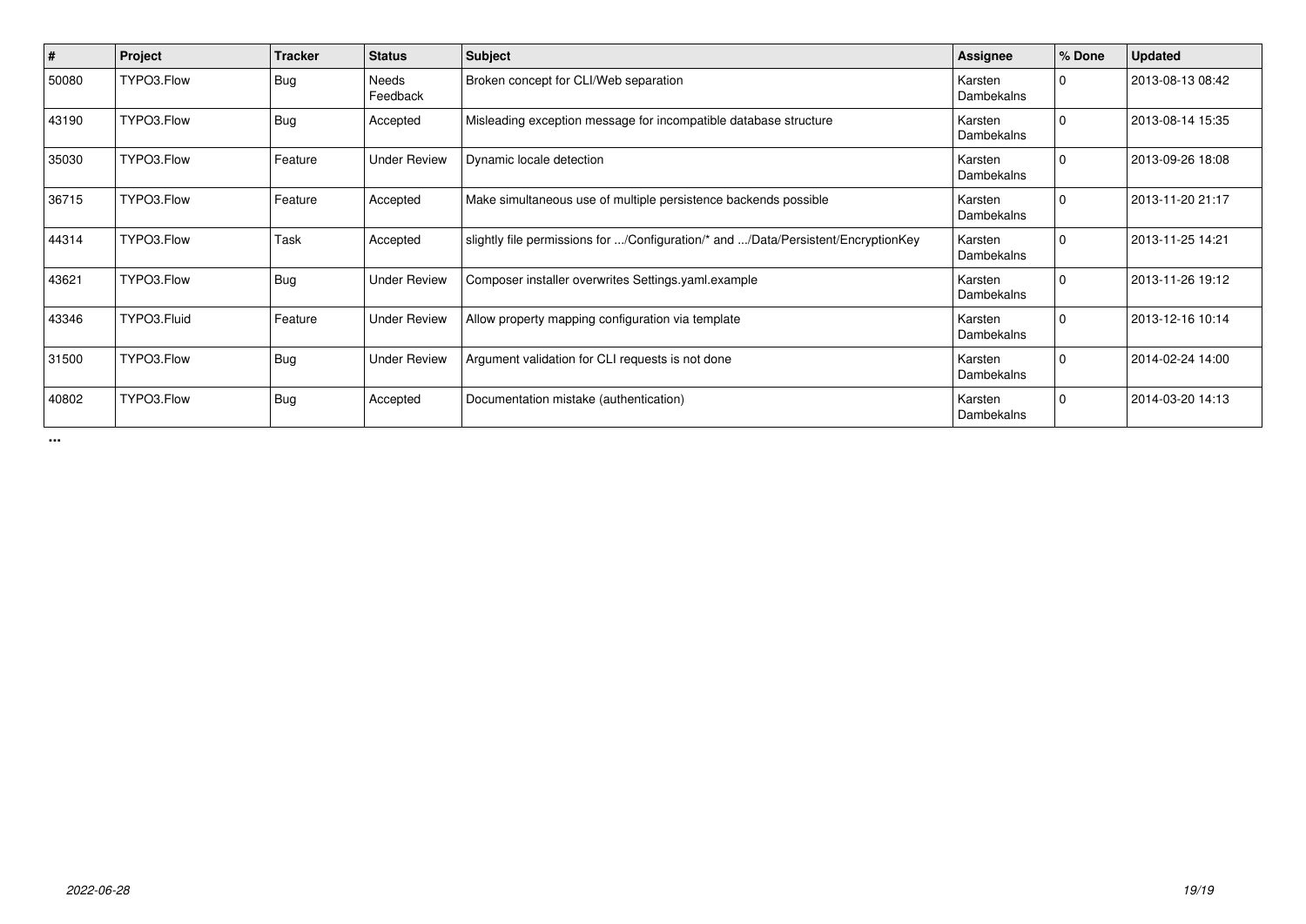| # | Project | Tracker | Status | Subject | Assignee | % Done | Updated |
| --- | --- | --- | --- | --- | --- | --- | --- |
| 50080 | TYPO3.Flow | Bug | Needs Feedback | Broken concept for CLI/Web separation | Karsten Dambekalns | 0 | 2013-08-13 08:42 |
| 43190 | TYPO3.Flow | Bug | Accepted | Misleading exception message for incompatible database structure | Karsten Dambekalns | 0 | 2013-08-14 15:35 |
| 35030 | TYPO3.Flow | Feature | Under Review | Dynamic locale detection | Karsten Dambekalns | 0 | 2013-09-26 18:08 |
| 36715 | TYPO3.Flow | Feature | Accepted | Make simultaneous use of multiple persistence backends possible | Karsten Dambekalns | 0 | 2013-11-20 21:17 |
| 44314 | TYPO3.Flow | Task | Accepted | slightly file permissions for .../Configuration/* and .../Data/Persistent/EncryptionKey | Karsten Dambekalns | 0 | 2013-11-25 14:21 |
| 43621 | TYPO3.Flow | Bug | Under Review | Composer installer overwrites Settings.yaml.example | Karsten Dambekalns | 0 | 2013-11-26 19:12 |
| 43346 | TYPO3.Fluid | Feature | Under Review | Allow property mapping configuration via template | Karsten Dambekalns | 0 | 2013-12-16 10:14 |
| 31500 | TYPO3.Flow | Bug | Under Review | Argument validation for CLI requests is not done | Karsten Dambekalns | 0 | 2014-02-24 14:00 |
| 40802 | TYPO3.Flow | Bug | Accepted | Documentation mistake (authentication) | Karsten Dambekalns | 0 | 2014-03-20 14:13 |

...